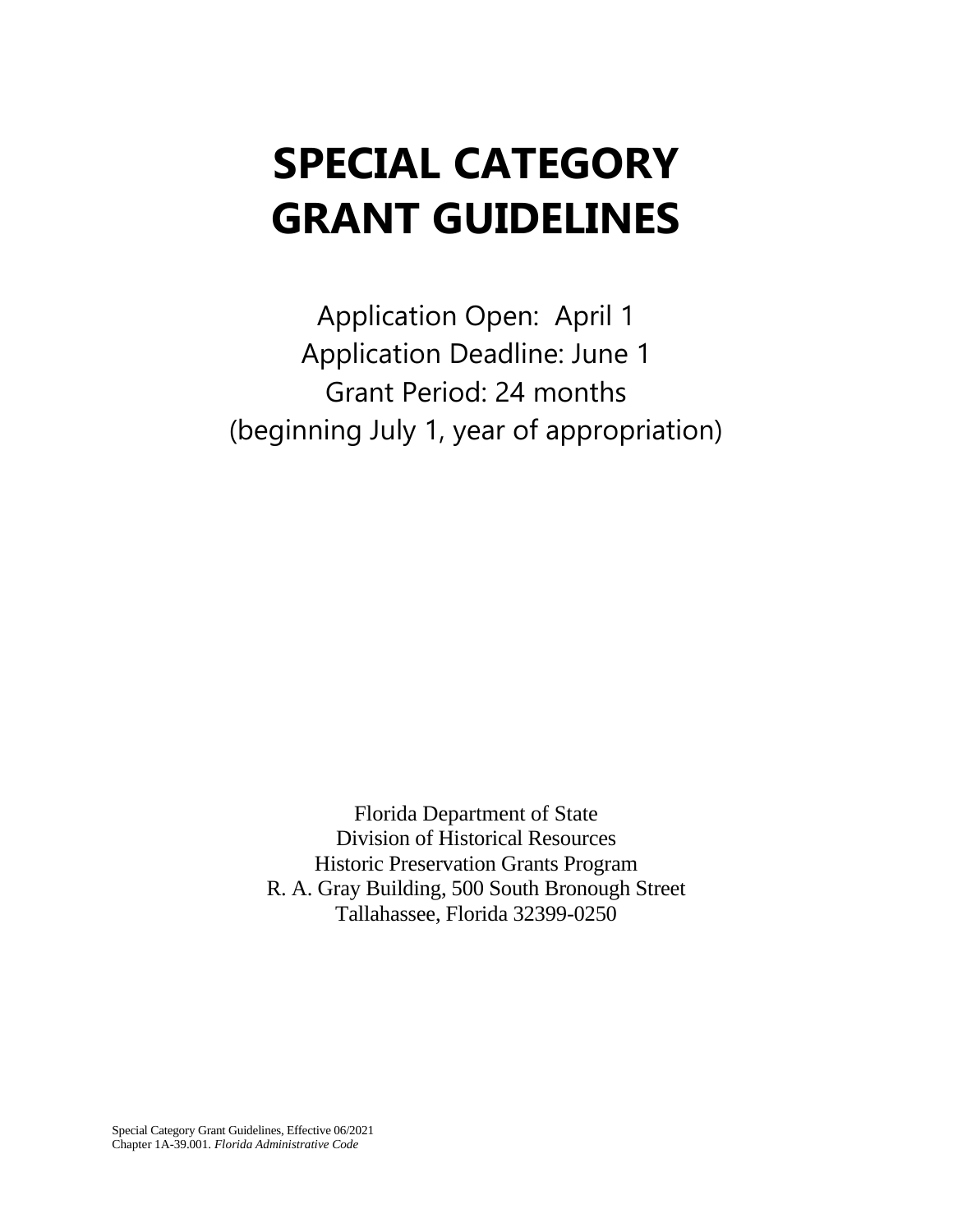# SPECIAL CATEGORY GRANT GUIDELINES

Application Open: April 1
Application Deadline: June 1
Grant Period: 24 months
(beginning July 1, year of appropriation)

Florida Department of State
Division of Historical Resources
Historic Preservation Grants Program
R. A. Gray Building, 500 South Bronough Street
Tallahassee, Florida 32399-0250

Special Category Grant Guidelines, Effective 06/2021
Chapter 1A-39.001. *Florida Administrative Code*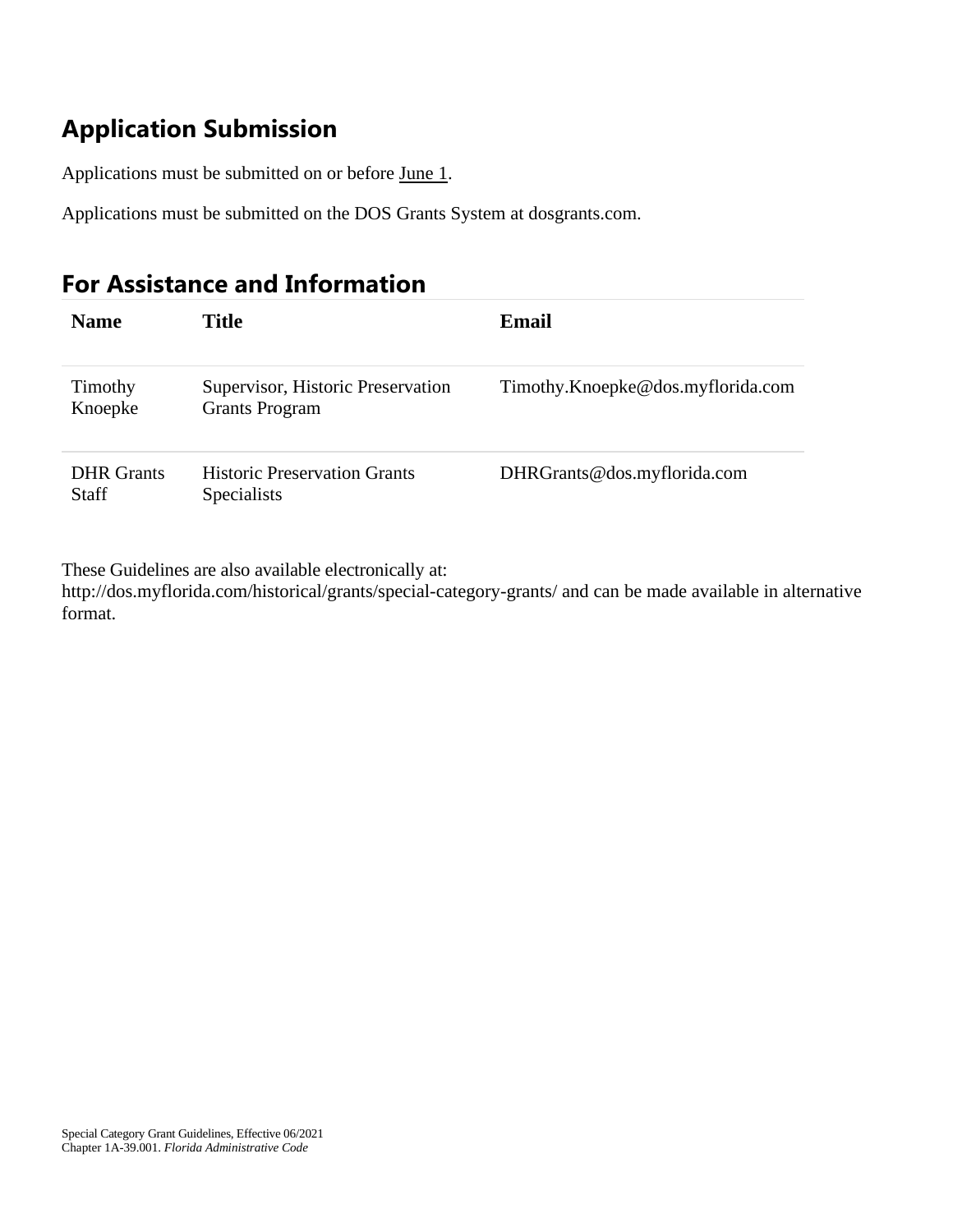## Application Submission

Applications must be submitted on or before June 1.

Applications must be submitted on the DOS Grants System at dosgrants.com.

## For Assistance and Information

| Name | Title | Email |
| --- | --- | --- |
| Timothy Knoepke | Supervisor, Historic Preservation Grants Program | Timothy.Knoepke@dos.myflorida.com |
| DHR Grants Staff | Historic Preservation Grants Specialists | DHRGrants@dos.myflorida.com |

These Guidelines are also available electronically at:
http://dos.myflorida.com/historical/grants/special-category-grants/ and can be made available in alternative format.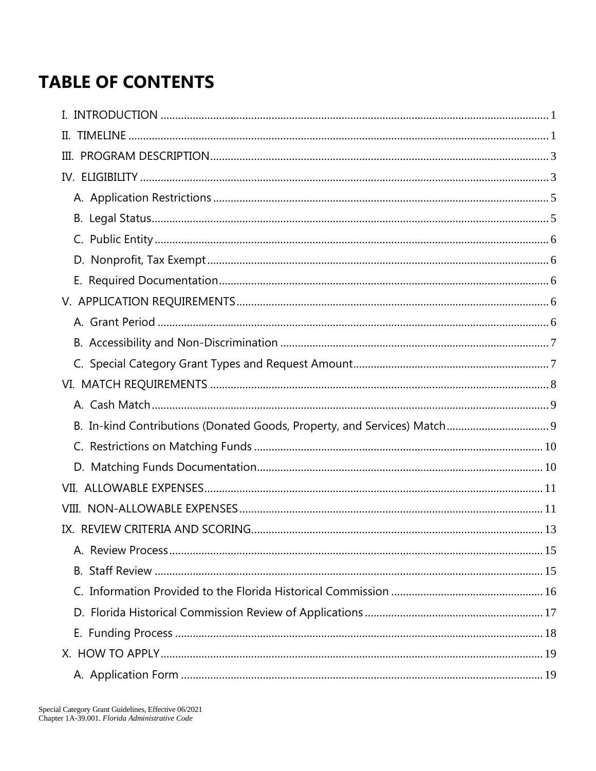# TABLE OF CONTENTS

I. INTRODUCTION ........................................ 1

II. TIMELINE ........................................ 1

III. PROGRAM DESCRIPTION ........................................ 3

IV. ELIGIBILITY ........................................ 3

- A. Application Restrictions ........................................ 5
- B. Legal Status ........................................ 5
- C. Public Entity ........................................ 6
- D. Nonprofit, Tax Exempt ........................................ 6
- E. Required Documentation ........................................ 6

V. APPLICATION REQUIREMENTS ........................................ 6

- A. Grant Period ........................................ 6
- B. Accessibility and Non-Discrimination ........................................ 7
- C. Special Category Grant Types and Request Amount ........................................ 7

VI. MATCH REQUIREMENTS ........................................ 8

- A. Cash Match ........................................ 9
- B. In-kind Contributions (Donated Goods, Property, and Services) Match ........................................ 9
- C. Restrictions on Matching Funds ........................................ 10
- D. Matching Funds Documentation ........................................ 10

VII. ALLOWABLE EXPENSES ........................................ 11

VIII. NON-ALLOWABLE EXPENSES ........................................ 11

IX. REVIEW CRITERIA AND SCORING ........................................ 13

- A. Review Process ........................................ 15
- B. Staff Review ........................................ 15
- C. Information Provided to the Florida Historical Commission ........................................ 16
- D. Florida Historical Commission Review of Applications ........................................ 17
- E. Funding Process ........................................ 18

X. HOW TO APPLY ........................................ 19

- A. Application Form ........................................ 19

Special Category Grant Guidelines, Effective 06/2021
Chapter 1A-39.001. *Florida Administrative Code*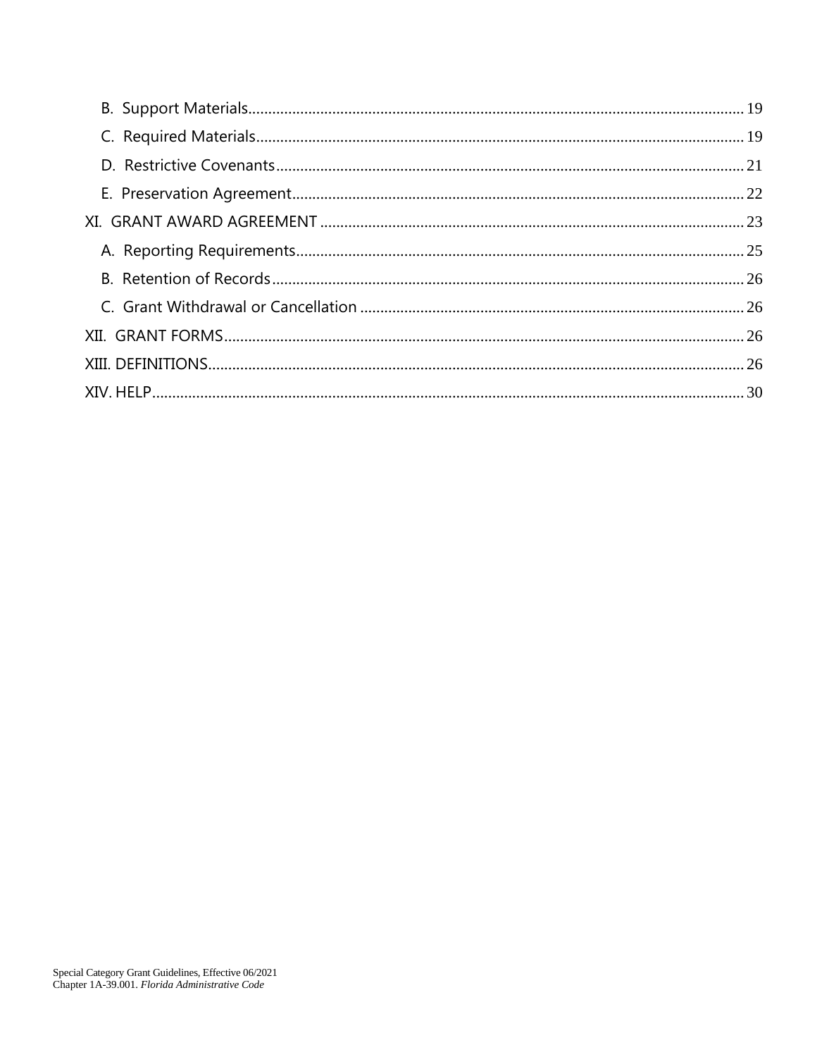- B. Support Materials........................................................................................................ 19
- C. Required Materials....................................................................................................... 19
- D. Restrictive Covenants................................................................................................... 21
- E. Preservation Agreement............................................................................................... 22

XI. GRANT AWARD AGREEMENT ........................................................................................ 23

- A. Reporting Requirements.............................................................................................. 25
- B. Retention of Records.................................................................................................... 26
- C. Grant Withdrawal or Cancellation .............................................................................. 26

XII. GRANT FORMS................................................................................................................ 26

XIII. DEFINITIONS.................................................................................................................. 26

XIV. HELP................................................................................................................................ 30

Special Category Grant Guidelines, Effective 06/2021
Chapter 1A-39.001. *Florida Administrative Code*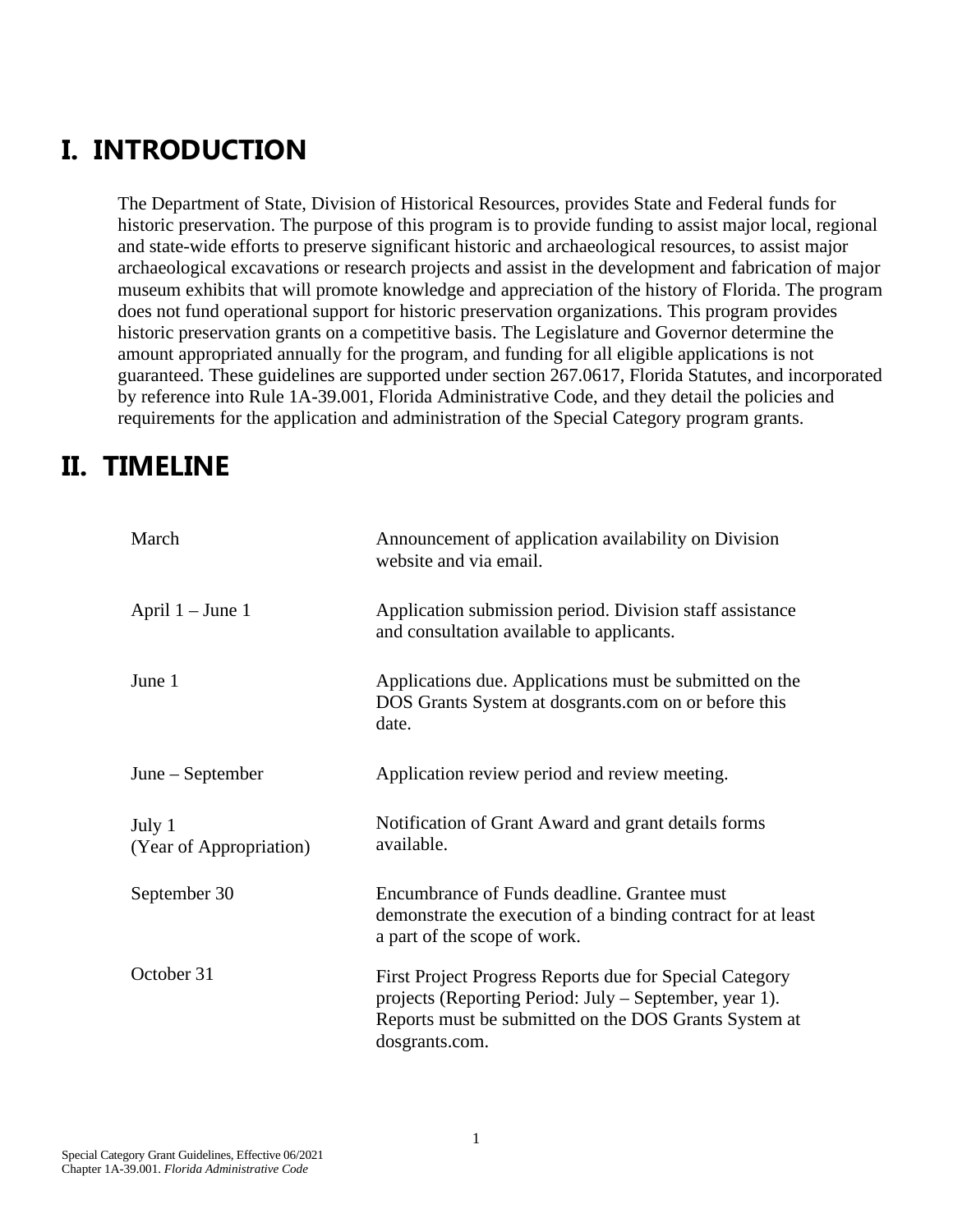# I. INTRODUCTION

The Department of State, Division of Historical Resources, provides State and Federal funds for historic preservation. The purpose of this program is to provide funding to assist major local, regional and state-wide efforts to preserve significant historic and archaeological resources, to assist major archaeological excavations or research projects and assist in the development and fabrication of major museum exhibits that will promote knowledge and appreciation of the history of Florida. The program does not fund operational support for historic preservation organizations. This program provides historic preservation grants on a competitive basis. The Legislature and Governor determine the amount appropriated annually for the program, and funding for all eligible applications is not guaranteed. These guidelines are supported under section 267.0617, Florida Statutes, and incorporated by reference into Rule 1A-39.001, Florida Administrative Code, and they detail the policies and requirements for the application and administration of the Special Category program grants.

# II. TIMELINE

| | |
|---|---|
| March | Announcement of application availability on Division website and via email. |
| April 1 – June 1 | Application submission period. Division staff assistance and consultation available to applicants. |
| June 1 | Applications due. Applications must be submitted on the DOS Grants System at dosgrants.com on or before this date. |
| June – September | Application review period and review meeting. |
| July 1 (Year of Appropriation) | Notification of Grant Award and grant details forms available. |
| September 30 | Encumbrance of Funds deadline. Grantee must demonstrate the execution of a binding contract for at least a part of the scope of work. |
| October 31 | First Project Progress Reports due for Special Category projects (Reporting Period: July – September, year 1). Reports must be submitted on the DOS Grants System at dosgrants.com. |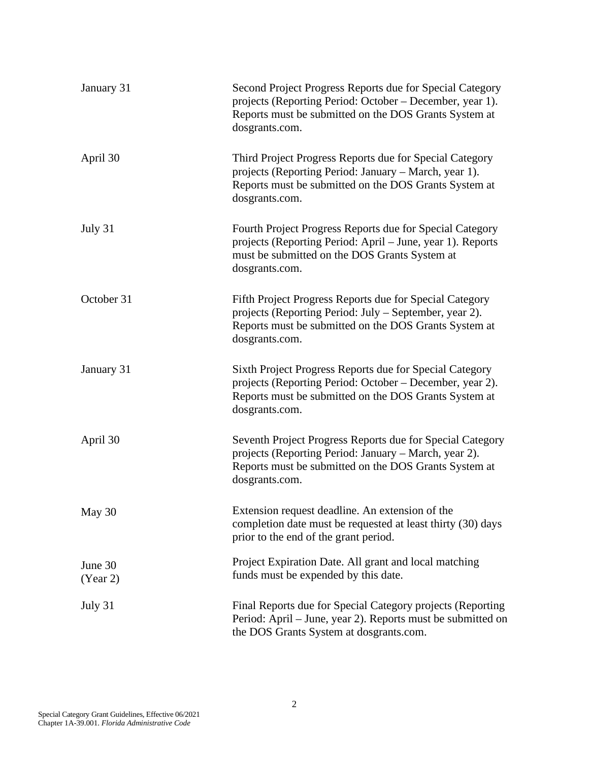| | |
|---|---|
| January 31 | Second Project Progress Reports due for Special Category projects (Reporting Period: October – December, year 1). Reports must be submitted on the DOS Grants System at dosgrants.com. |
| April 30 | Third Project Progress Reports due for Special Category projects (Reporting Period: January – March, year 1). Reports must be submitted on the DOS Grants System at dosgrants.com. |
| July 31 | Fourth Project Progress Reports due for Special Category projects (Reporting Period: April – June, year 1). Reports must be submitted on the DOS Grants System at dosgrants.com. |
| October 31 | Fifth Project Progress Reports due for Special Category projects (Reporting Period: July – September, year 2). Reports must be submitted on the DOS Grants System at dosgrants.com. |
| January 31 | Sixth Project Progress Reports due for Special Category projects (Reporting Period: October – December, year 2). Reports must be submitted on the DOS Grants System at dosgrants.com. |
| April 30 | Seventh Project Progress Reports due for Special Category projects (Reporting Period: January – March, year 2). Reports must be submitted on the DOS Grants System at dosgrants.com. |
| May 30 | Extension request deadline. An extension of the completion date must be requested at least thirty (30) days prior to the end of the grant period. |
| June 30 (Year 2) | Project Expiration Date. All grant and local matching funds must be expended by this date. |
| July 31 | Final Reports due for Special Category projects (Reporting Period: April – June, year 2). Reports must be submitted on the DOS Grants System at dosgrants.com. |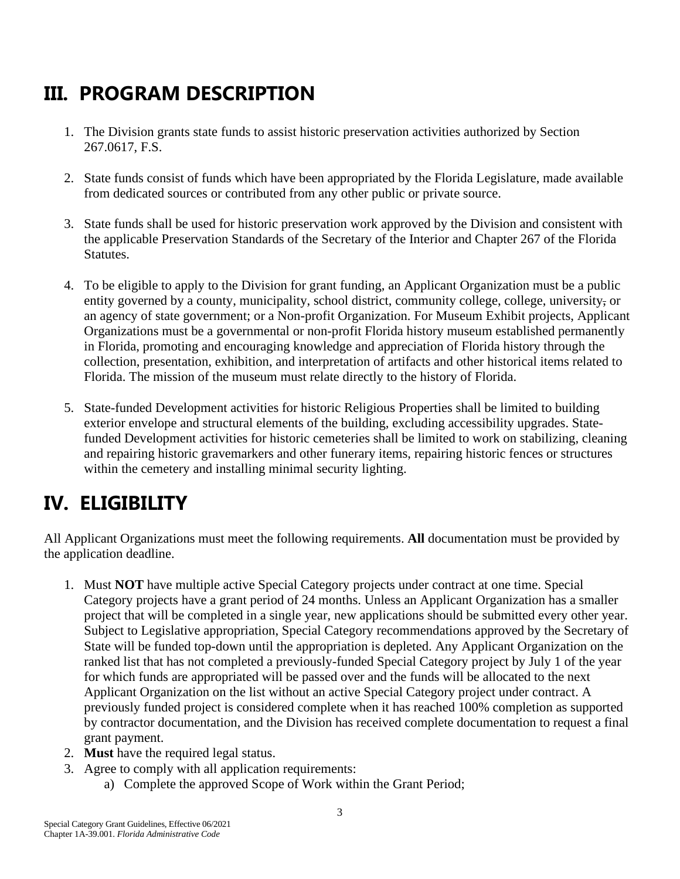# III. PROGRAM DESCRIPTION

1. The Division grants state funds to assist historic preservation activities authorized by Section 267.0617, F.S.

2. State funds consist of funds which have been appropriated by the Florida Legislature, made available from dedicated sources or contributed from any other public or private source.

3. State funds shall be used for historic preservation work approved by the Division and consistent with the applicable Preservation Standards of the Secretary of the Interior and Chapter 267 of the Florida Statutes.

4. To be eligible to apply to the Division for grant funding, an Applicant Organization must be a public entity governed by a county, municipality, school district, community college, college, university, or an agency of state government; or a Non-profit Organization. For Museum Exhibit projects, Applicant Organizations must be a governmental or non-profit Florida history museum established permanently in Florida, promoting and encouraging knowledge and appreciation of Florida history through the collection, presentation, exhibition, and interpretation of artifacts and other historical items related to Florida. The mission of the museum must relate directly to the history of Florida.

5. State-funded Development activities for historic Religious Properties shall be limited to building exterior envelope and structural elements of the building, excluding accessibility upgrades. State-funded Development activities for historic cemeteries shall be limited to work on stabilizing, cleaning and repairing historic gravemarkers and other funerary items, repairing historic fences or structures within the cemetery and installing minimal security lighting.

# IV. ELIGIBILITY

All Applicant Organizations must meet the following requirements. **All** documentation must be provided by the application deadline.

1. Must **NOT** have multiple active Special Category projects under contract at one time. Special Category projects have a grant period of 24 months. Unless an Applicant Organization has a smaller project that will be completed in a single year, new applications should be submitted every other year. Subject to Legislative appropriation, Special Category recommendations approved by the Secretary of State will be funded top-down until the appropriation is depleted. Any Applicant Organization on the ranked list that has not completed a previously-funded Special Category project by July 1 of the year for which funds are appropriated will be passed over and the funds will be allocated to the next Applicant Organization on the list without an active Special Category project under contract. A previously funded project is considered complete when it has reached 100% completion as supported by contractor documentation, and the Division has received complete documentation to request a final grant payment.
2. **Must** have the required legal status.
3. Agree to comply with all application requirements:
   a) Complete the approved Scope of Work within the Grant Period;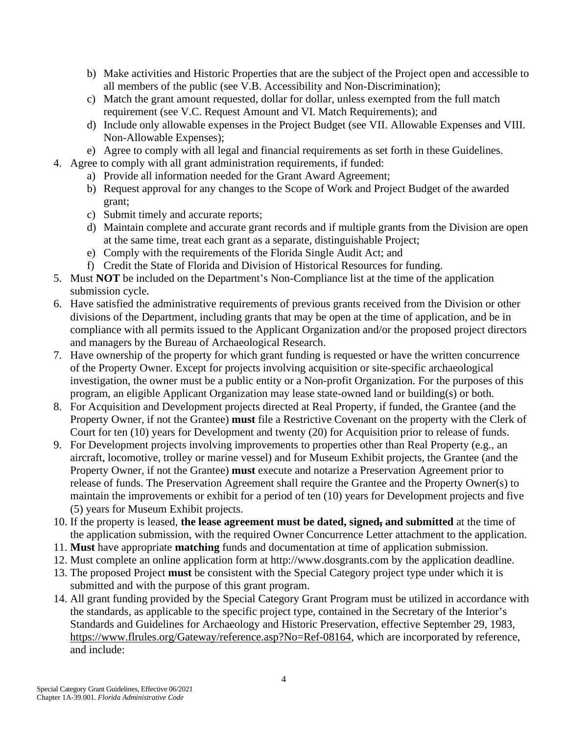b) Make activities and Historic Properties that are the subject of the Project open and accessible to all members of the public (see V.B. Accessibility and Non-Discrimination);
   c) Match the grant amount requested, dollar for dollar, unless exempted from the full match requirement (see V.C. Request Amount and VI. Match Requirements); and
   d) Include only allowable expenses in the Project Budget (see VII. Allowable Expenses and VIII. Non-Allowable Expenses);
   e) Agree to comply with all legal and financial requirements as set forth in these Guidelines.
4. Agree to comply with all grant administration requirements, if funded:
   a) Provide all information needed for the Grant Award Agreement;
   b) Request approval for any changes to the Scope of Work and Project Budget of the awarded grant;
   c) Submit timely and accurate reports;
   d) Maintain complete and accurate grant records and if multiple grants from the Division are open at the same time, treat each grant as a separate, distinguishable Project;
   e) Comply with the requirements of the Florida Single Audit Act; and
   f) Credit the State of Florida and Division of Historical Resources for funding.
5. Must **NOT** be included on the Department's Non-Compliance list at the time of the application submission cycle.
6. Have satisfied the administrative requirements of previous grants received from the Division or other divisions of the Department, including grants that may be open at the time of application, and be in compliance with all permits issued to the Applicant Organization and/or the proposed project directors and managers by the Bureau of Archaeological Research.
7. Have ownership of the property for which grant funding is requested or have the written concurrence of the Property Owner. Except for projects involving acquisition or site-specific archaeological investigation, the owner must be a public entity or a Non-profit Organization. For the purposes of this program, an eligible Applicant Organization may lease state-owned land or building(s) or both.
8. For Acquisition and Development projects directed at Real Property, if funded, the Grantee (and the Property Owner, if not the Grantee) **must** file a Restrictive Covenant on the property with the Clerk of Court for ten (10) years for Development and twenty (20) for Acquisition prior to release of funds.
9. For Development projects involving improvements to properties other than Real Property (e.g., an aircraft, locomotive, trolley or marine vessel) and for Museum Exhibit projects, the Grantee (and the Property Owner, if not the Grantee) **must** execute and notarize a Preservation Agreement prior to release of funds. The Preservation Agreement shall require the Grantee and the Property Owner(s) to maintain the improvements or exhibit for a period of ten (10) years for Development projects and five (5) years for Museum Exhibit projects.
10. If the property is leased, **the lease agreement must be dated, signed~~,~~ and submitted** at the time of the application submission, with the required Owner Concurrence Letter attachment to the application.
11. **Must** have appropriate **matching** funds and documentation at time of application submission.
12. Must complete an online application form at http://www.dosgrants.com by the application deadline.
13. The proposed Project **must** be consistent with the Special Category project type under which it is submitted and with the purpose of this grant program.
14. All grant funding provided by the Special Category Grant Program must be utilized in accordance with the standards, as applicable to the specific project type, contained in the Secretary of the Interior's Standards and Guidelines for Archaeology and Historic Preservation, effective September 29, 1983, https://www.flrules.org/Gateway/reference.asp?No=Ref-08164, which are incorporated by reference, and include: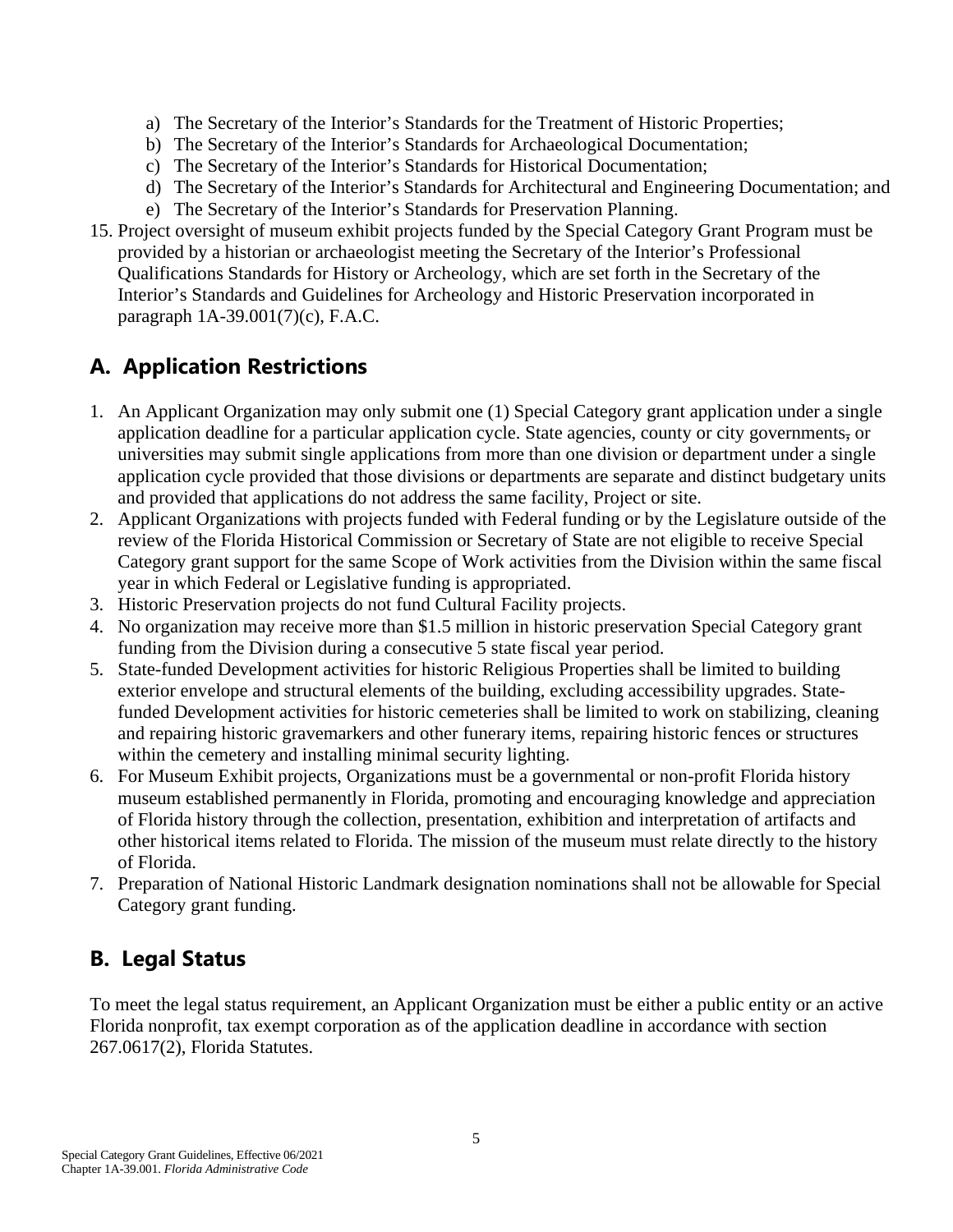a) The Secretary of the Interior's Standards for the Treatment of Historic Properties;
b) The Secretary of the Interior's Standards for Archaeological Documentation;
c) The Secretary of the Interior's Standards for Historical Documentation;
d) The Secretary of the Interior's Standards for Architectural and Engineering Documentation; and
e) The Secretary of the Interior's Standards for Preservation Planning.

15. Project oversight of museum exhibit projects funded by the Special Category Grant Program must be provided by a historian or archaeologist meeting the Secretary of the Interior's Professional Qualifications Standards for History or Archeology, which are set forth in the Secretary of the Interior's Standards and Guidelines for Archeology and Historic Preservation incorporated in paragraph 1A-39.001(7)(c), F.A.C.

## A. Application Restrictions

1. An Applicant Organization may only submit one (1) Special Category grant application under a single application deadline for a particular application cycle. State agencies, county or city governments, or universities may submit single applications from more than one division or department under a single application cycle provided that those divisions or departments are separate and distinct budgetary units and provided that applications do not address the same facility, Project or site.
2. Applicant Organizations with projects funded with Federal funding or by the Legislature outside of the review of the Florida Historical Commission or Secretary of State are not eligible to receive Special Category grant support for the same Scope of Work activities from the Division within the same fiscal year in which Federal or Legislative funding is appropriated.
3. Historic Preservation projects do not fund Cultural Facility projects.
4. No organization may receive more than $1.5 million in historic preservation Special Category grant funding from the Division during a consecutive 5 state fiscal year period.
5. State-funded Development activities for historic Religious Properties shall be limited to building exterior envelope and structural elements of the building, excluding accessibility upgrades. State-funded Development activities for historic cemeteries shall be limited to work on stabilizing, cleaning and repairing historic gravemarkers and other funerary items, repairing historic fences or structures within the cemetery and installing minimal security lighting.
6. For Museum Exhibit projects, Organizations must be a governmental or non-profit Florida history museum established permanently in Florida, promoting and encouraging knowledge and appreciation of Florida history through the collection, presentation, exhibition and interpretation of artifacts and other historical items related to Florida. The mission of the museum must relate directly to the history of Florida.
7. Preparation of National Historic Landmark designation nominations shall not be allowable for Special Category grant funding.

## B. Legal Status

To meet the legal status requirement, an Applicant Organization must be either a public entity or an active Florida nonprofit, tax exempt corporation as of the application deadline in accordance with section 267.0617(2), Florida Statutes.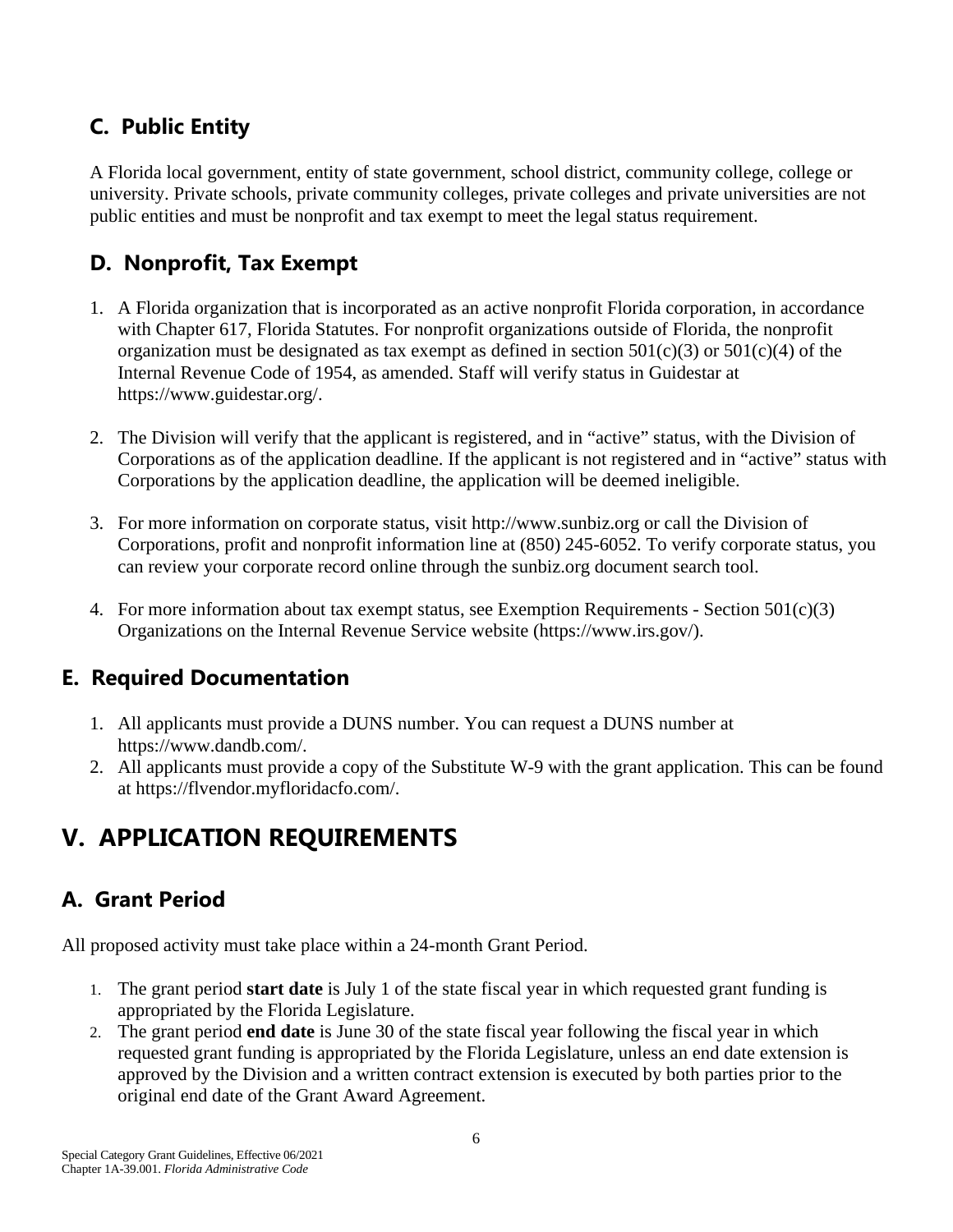## C. Public Entity

A Florida local government, entity of state government, school district, community college, college or university. Private schools, private community colleges, private colleges and private universities are not public entities and must be nonprofit and tax exempt to meet the legal status requirement.

## D. Nonprofit, Tax Exempt

1. A Florida organization that is incorporated as an active nonprofit Florida corporation, in accordance with Chapter 617, Florida Statutes. For nonprofit organizations outside of Florida, the nonprofit organization must be designated as tax exempt as defined in section 501(c)(3) or 501(c)(4) of the Internal Revenue Code of 1954, as amended. Staff will verify status in Guidestar at https://www.guidestar.org/.

2. The Division will verify that the applicant is registered, and in "active" status, with the Division of Corporations as of the application deadline. If the applicant is not registered and in "active" status with Corporations by the application deadline, the application will be deemed ineligible.

3. For more information on corporate status, visit http://www.sunbiz.org or call the Division of Corporations, profit and nonprofit information line at (850) 245-6052. To verify corporate status, you can review your corporate record online through the sunbiz.org document search tool.

4. For more information about tax exempt status, see Exemption Requirements - Section 501(c)(3) Organizations on the Internal Revenue Service website (https://www.irs.gov/).

## E. Required Documentation

1. All applicants must provide a DUNS number. You can request a DUNS number at https://www.dandb.com/.
2. All applicants must provide a copy of the Substitute W-9 with the grant application. This can be found at https://flvendor.myfloridacfo.com/.

# V. APPLICATION REQUIREMENTS

## A. Grant Period

All proposed activity must take place within a 24-month Grant Period.

1. The grant period **start date** is July 1 of the state fiscal year in which requested grant funding is appropriated by the Florida Legislature.
2. The grant period **end date** is June 30 of the state fiscal year following the fiscal year in which requested grant funding is appropriated by the Florida Legislature, unless an end date extension is approved by the Division and a written contract extension is executed by both parties prior to the original end date of the Grant Award Agreement.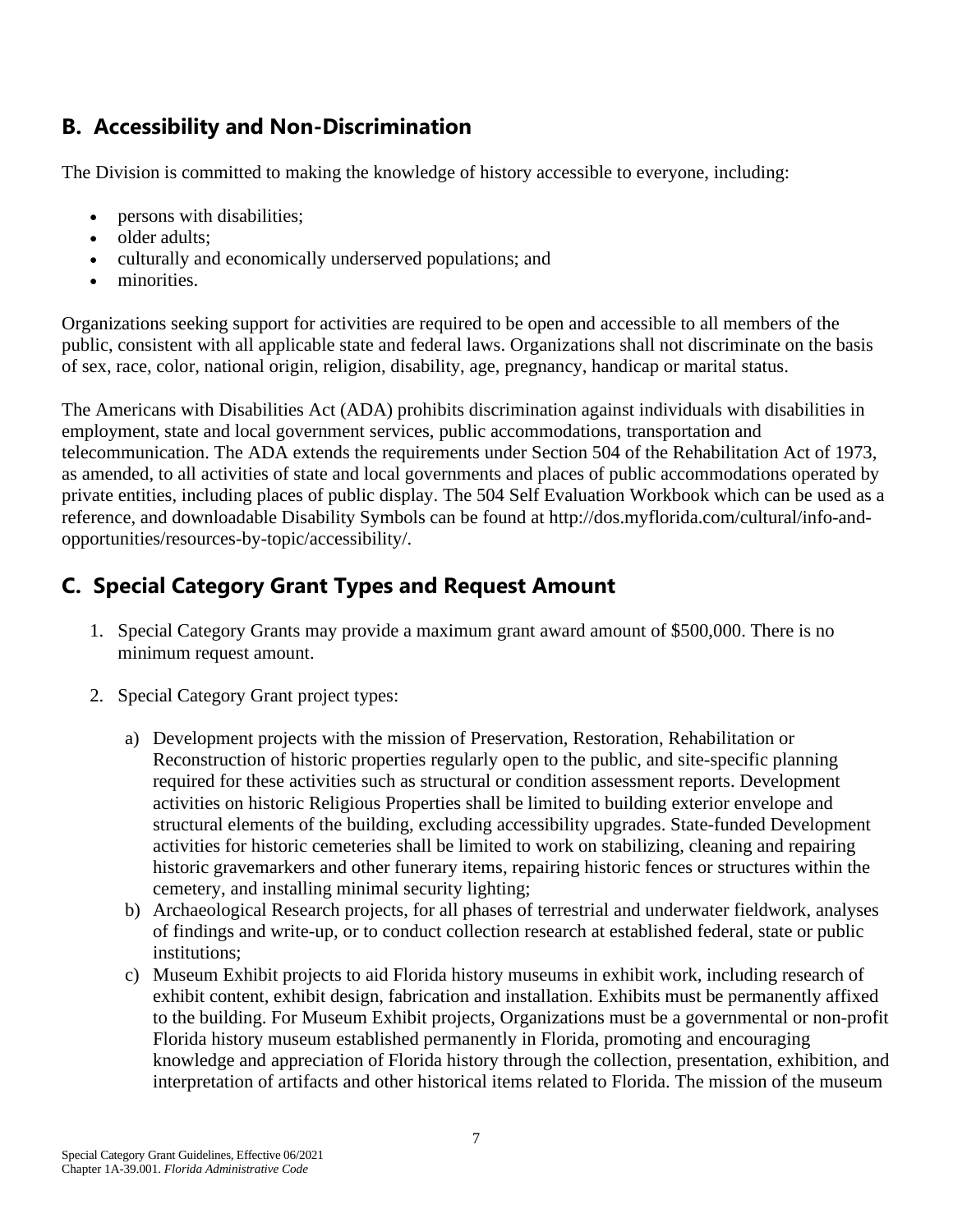## B. Accessibility and Non-Discrimination

The Division is committed to making the knowledge of history accessible to everyone, including:

- persons with disabilities;
- older adults;
- culturally and economically underserved populations; and
- minorities.

Organizations seeking support for activities are required to be open and accessible to all members of the public, consistent with all applicable state and federal laws. Organizations shall not discriminate on the basis of sex, race, color, national origin, religion, disability, age, pregnancy, handicap or marital status.

The Americans with Disabilities Act (ADA) prohibits discrimination against individuals with disabilities in employment, state and local government services, public accommodations, transportation and telecommunication. The ADA extends the requirements under Section 504 of the Rehabilitation Act of 1973, as amended, to all activities of state and local governments and places of public accommodations operated by private entities, including places of public display. The 504 Self Evaluation Workbook which can be used as a reference, and downloadable Disability Symbols can be found at http://dos.myflorida.com/cultural/info-and-opportunities/resources-by-topic/accessibility/.

## C. Special Category Grant Types and Request Amount

1. Special Category Grants may provide a maximum grant award amount of $500,000. There is no minimum request amount.

2. Special Category Grant project types:

   a) Development projects with the mission of Preservation, Restoration, Rehabilitation or Reconstruction of historic properties regularly open to the public, and site-specific planning required for these activities such as structural or condition assessment reports. Development activities on historic Religious Properties shall be limited to building exterior envelope and structural elements of the building, excluding accessibility upgrades. State-funded Development activities for historic cemeteries shall be limited to work on stabilizing, cleaning and repairing historic gravemarkers and other funerary items, repairing historic fences or structures within the cemetery, and installing minimal security lighting;
   b) Archaeological Research projects, for all phases of terrestrial and underwater fieldwork, analyses of findings and write-up, or to conduct collection research at established federal, state or public institutions;
   c) Museum Exhibit projects to aid Florida history museums in exhibit work, including research of exhibit content, exhibit design, fabrication and installation. Exhibits must be permanently affixed to the building. For Museum Exhibit projects, Organizations must be a governmental or non-profit Florida history museum established permanently in Florida, promoting and encouraging knowledge and appreciation of Florida history through the collection, presentation, exhibition, and interpretation of artifacts and other historical items related to Florida. The mission of the museum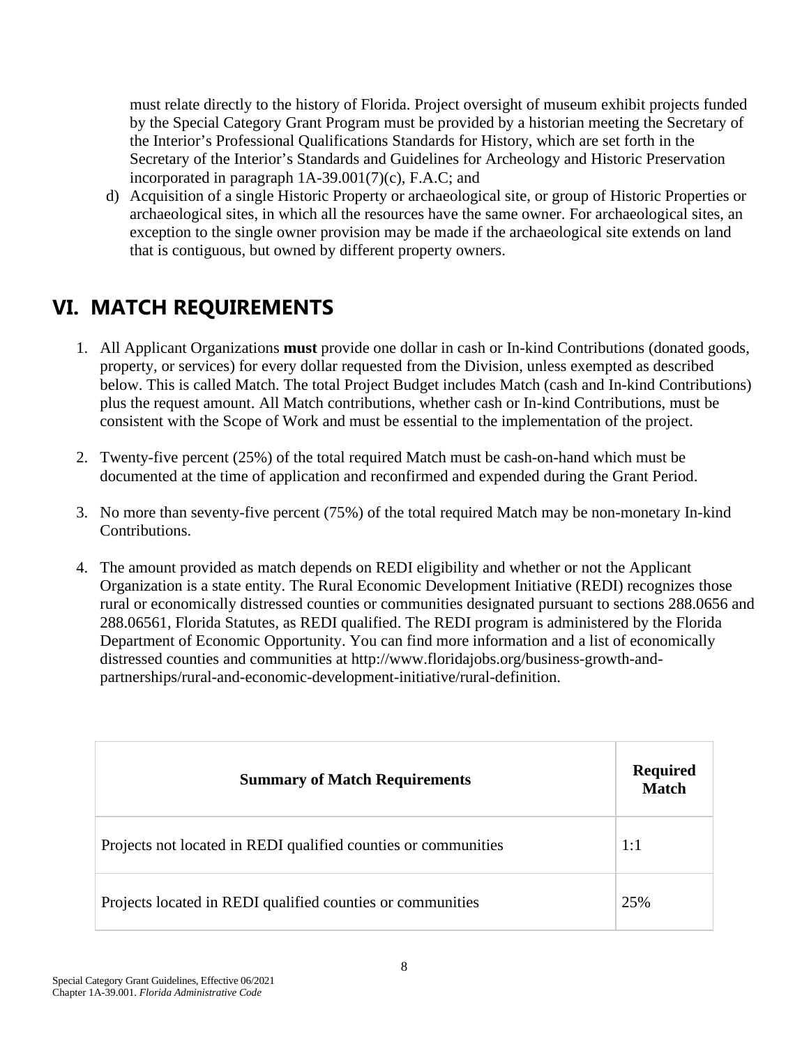must relate directly to the history of Florida. Project oversight of museum exhibit projects funded by the Special Category Grant Program must be provided by a historian meeting the Secretary of the Interior's Professional Qualifications Standards for History, which are set forth in the Secretary of the Interior's Standards and Guidelines for Archeology and Historic Preservation incorporated in paragraph 1A-39.001(7)(c), F.A.C; and

d) Acquisition of a single Historic Property or archaeological site, or group of Historic Properties or archaeological sites, in which all the resources have the same owner. For archaeological sites, an exception to the single owner provision may be made if the archaeological site extends on land that is contiguous, but owned by different property owners.

# VI. MATCH REQUIREMENTS

1. All Applicant Organizations **must** provide one dollar in cash or In-kind Contributions (donated goods, property, or services) for every dollar requested from the Division, unless exempted as described below. This is called Match. The total Project Budget includes Match (cash and In-kind Contributions) plus the request amount. All Match contributions, whether cash or In-kind Contributions, must be consistent with the Scope of Work and must be essential to the implementation of the project.

2. Twenty-five percent (25%) of the total required Match must be cash-on-hand which must be documented at the time of application and reconfirmed and expended during the Grant Period.

3. No more than seventy-five percent (75%) of the total required Match may be non-monetary In-kind Contributions.

4. The amount provided as match depends on REDI eligibility and whether or not the Applicant Organization is a state entity. The Rural Economic Development Initiative (REDI) recognizes those rural or economically distressed counties or communities designated pursuant to sections 288.0656 and 288.06561, Florida Statutes, as REDI qualified. The REDI program is administered by the Florida Department of Economic Opportunity. You can find more information and a list of economically distressed counties and communities at http://www.floridajobs.org/business-growth-and-partnerships/rural-and-economic-development-initiative/rural-definition.

| Summary of Match Requirements | Required Match |
|---|---|
| Projects not located in REDI qualified counties or communities | 1:1 |
| Projects located in REDI qualified counties or communities | 25% |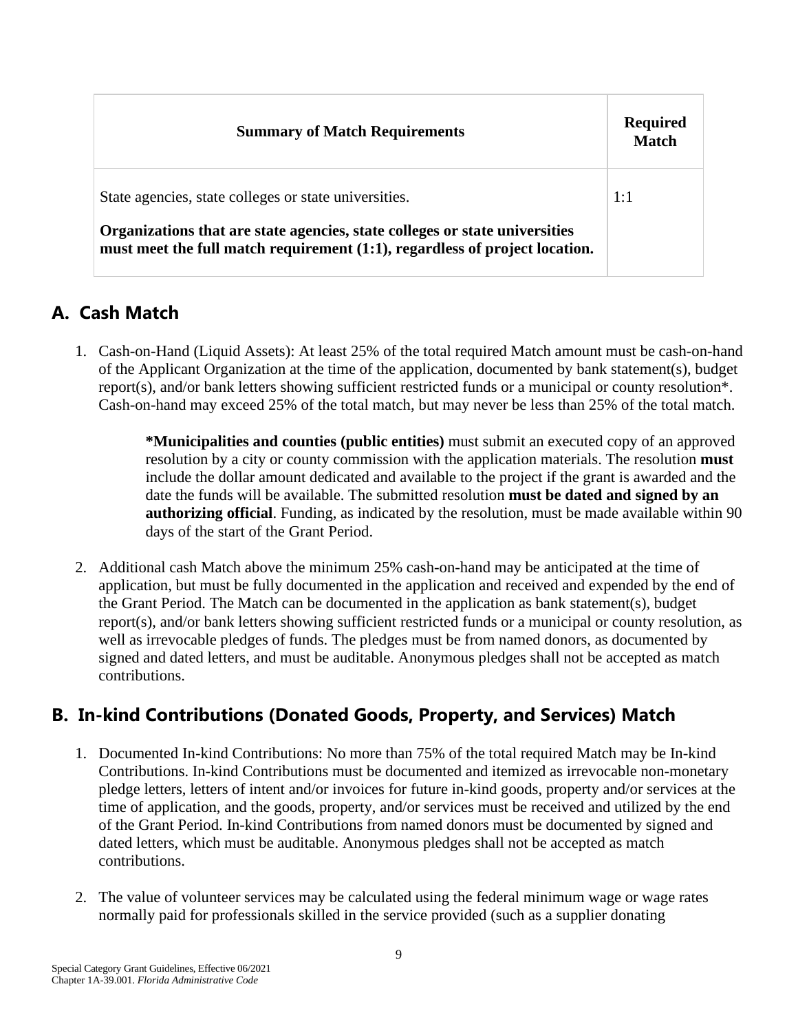| Summary of Match Requirements | Required Match |
|---|---|
| State agencies, state colleges or state universities.<br><br>**Organizations that are state agencies, state colleges or state universities must meet the full match requirement (1:1), regardless of project location.** | 1:1 |

## A. Cash Match

1. Cash-on-Hand (Liquid Assets): At least 25% of the total required Match amount must be cash-on-hand of the Applicant Organization at the time of the application, documented by bank statement(s), budget report(s), and/or bank letters showing sufficient restricted funds or a municipal or county resolution*. Cash-on-hand may exceed 25% of the total match, but may never be less than 25% of the total match.

   ***Municipalities and counties (public entities)** must submit an executed copy of an approved resolution by a city or county commission with the application materials. The resolution **must** include the dollar amount dedicated and available to the project if the grant is awarded and the date the funds will be available. The submitted resolution **must be dated and signed by an authorizing official**. Funding, as indicated by the resolution, must be made available within 90 days of the start of the Grant Period.

2. Additional cash Match above the minimum 25% cash-on-hand may be anticipated at the time of application, but must be fully documented in the application and received and expended by the end of the Grant Period. The Match can be documented in the application as bank statement(s), budget report(s), and/or bank letters showing sufficient restricted funds or a municipal or county resolution, as well as irrevocable pledges of funds. The pledges must be from named donors, as documented by signed and dated letters, and must be auditable. Anonymous pledges shall not be accepted as match contributions.

## B. In-kind Contributions (Donated Goods, Property, and Services) Match

1. Documented In-kind Contributions: No more than 75% of the total required Match may be In-kind Contributions. In-kind Contributions must be documented and itemized as irrevocable non-monetary pledge letters, letters of intent and/or invoices for future in-kind goods, property and/or services at the time of application, and the goods, property, and/or services must be received and utilized by the end of the Grant Period. In-kind Contributions from named donors must be documented by signed and dated letters, which must be auditable. Anonymous pledges shall not be accepted as match contributions.

2. The value of volunteer services may be calculated using the federal minimum wage or wage rates normally paid for professionals skilled in the service provided (such as a supplier donating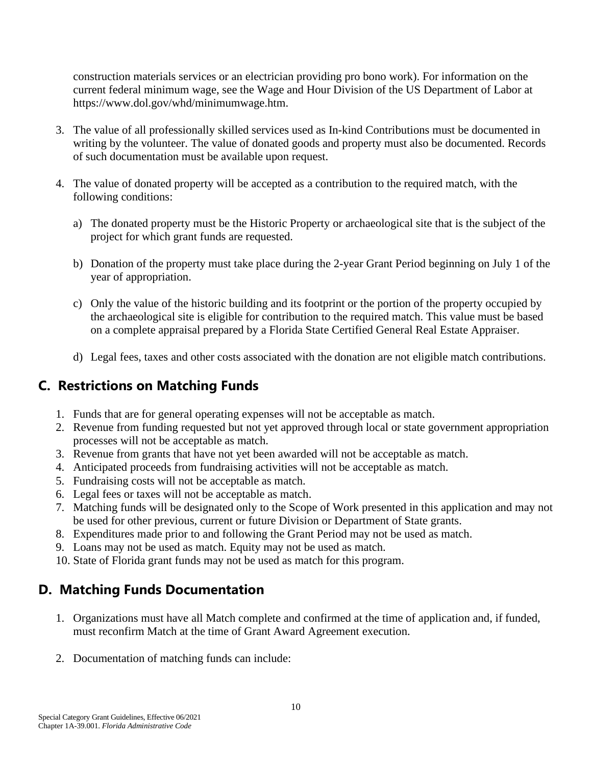construction materials services or an electrician providing pro bono work). For information on the current federal minimum wage, see the Wage and Hour Division of the US Department of Labor at https://www.dol.gov/whd/minimumwage.htm.

3. The value of all professionally skilled services used as In-kind Contributions must be documented in writing by the volunteer. The value of donated goods and property must also be documented. Records of such documentation must be available upon request.

4. The value of donated property will be accepted as a contribution to the required match, with the following conditions:

   a) The donated property must be the Historic Property or archaeological site that is the subject of the project for which grant funds are requested.

   b) Donation of the property must take place during the 2-year Grant Period beginning on July 1 of the year of appropriation.

   c) Only the value of the historic building and its footprint or the portion of the property occupied by the archaeological site is eligible for contribution to the required match. This value must be based on a complete appraisal prepared by a Florida State Certified General Real Estate Appraiser.

   d) Legal fees, taxes and other costs associated with the donation are not eligible match contributions.

## C. Restrictions on Matching Funds

1. Funds that are for general operating expenses will not be acceptable as match.
2. Revenue from funding requested but not yet approved through local or state government appropriation processes will not be acceptable as match.
3. Revenue from grants that have not yet been awarded will not be acceptable as match.
4. Anticipated proceeds from fundraising activities will not be acceptable as match.
5. Fundraising costs will not be acceptable as match.
6. Legal fees or taxes will not be acceptable as match.
7. Matching funds will be designated only to the Scope of Work presented in this application and may not be used for other previous, current or future Division or Department of State grants.
8. Expenditures made prior to and following the Grant Period may not be used as match.
9. Loans may not be used as match. Equity may not be used as match.
10. State of Florida grant funds may not be used as match for this program.

## D. Matching Funds Documentation

1. Organizations must have all Match complete and confirmed at the time of application and, if funded, must reconfirm Match at the time of Grant Award Agreement execution.

2. Documentation of matching funds can include: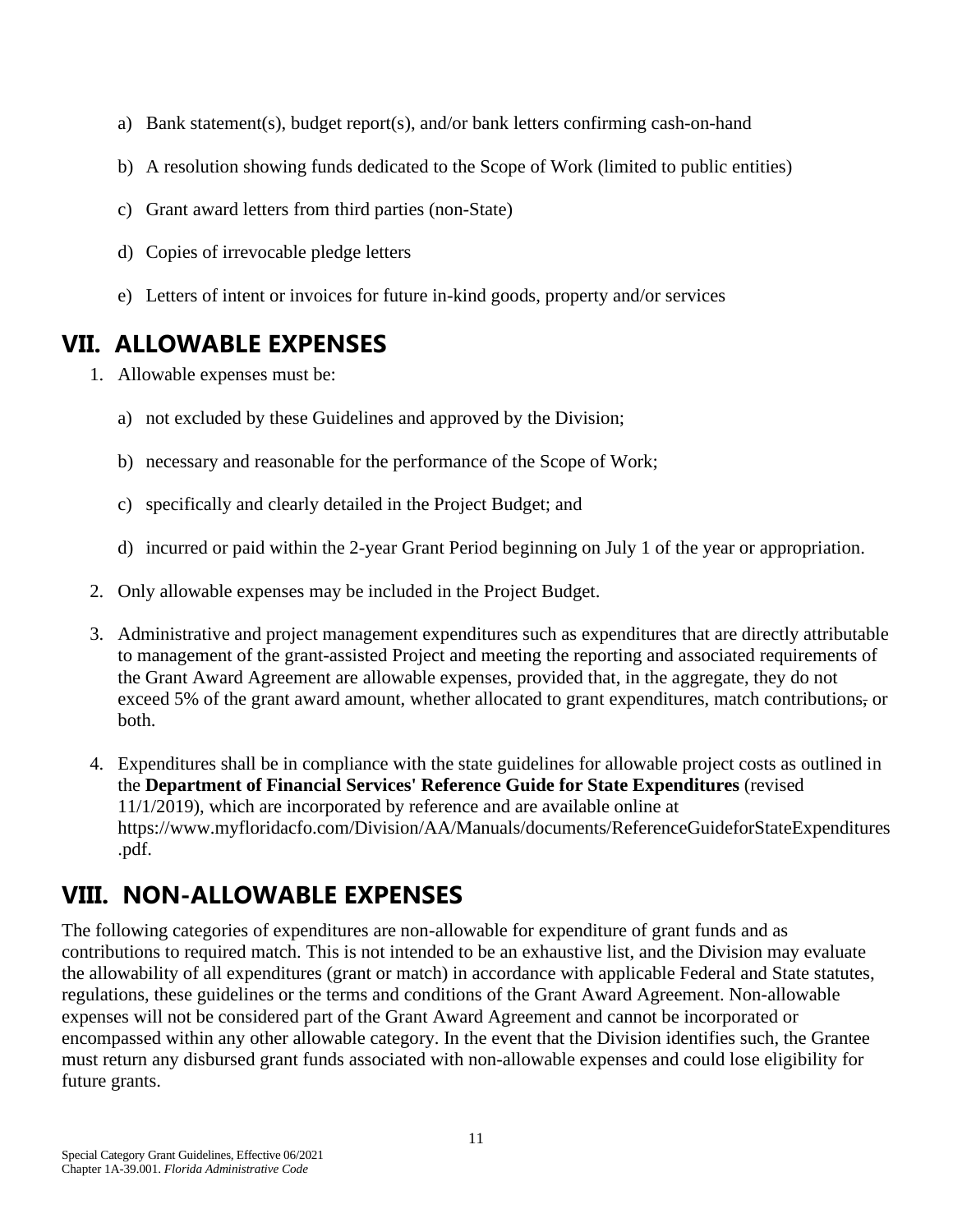a) Bank statement(s), budget report(s), and/or bank letters confirming cash-on-hand

b) A resolution showing funds dedicated to the Scope of Work (limited to public entities)

c) Grant award letters from third parties (non-State)

d) Copies of irrevocable pledge letters

e) Letters of intent or invoices for future in-kind goods, property and/or services

## VII. ALLOWABLE EXPENSES

1. Allowable expenses must be:

   a) not excluded by these Guidelines and approved by the Division;

   b) necessary and reasonable for the performance of the Scope of Work;

   c) specifically and clearly detailed in the Project Budget; and

   d) incurred or paid within the 2-year Grant Period beginning on July 1 of the year or appropriation.

2. Only allowable expenses may be included in the Project Budget.

3. Administrative and project management expenditures such as expenditures that are directly attributable to management of the grant-assisted Project and meeting the reporting and associated requirements of the Grant Award Agreement are allowable expenses, provided that, in the aggregate, they do not exceed 5% of the grant award amount, whether allocated to grant expenditures, match contributions~~,~~ or both.

4. Expenditures shall be in compliance with the state guidelines for allowable project costs as outlined in the **Department of Financial Services' Reference Guide for State Expenditures** (revised 11/1/2019), which are incorporated by reference and are available online at https://www.myfloridacfo.com/Division/AA/Manuals/documents/ReferenceGuideforStateExpenditures.pdf.

## VIII. NON-ALLOWABLE EXPENSES

The following categories of expenditures are non-allowable for expenditure of grant funds and as contributions to required match. This is not intended to be an exhaustive list, and the Division may evaluate the allowability of all expenditures (grant or match) in accordance with applicable Federal and State statutes, regulations, these guidelines or the terms and conditions of the Grant Award Agreement. Non-allowable expenses will not be considered part of the Grant Award Agreement and cannot be incorporated or encompassed within any other allowable category. In the event that the Division identifies such, the Grantee must return any disbursed grant funds associated with non-allowable expenses and could lose eligibility for future grants.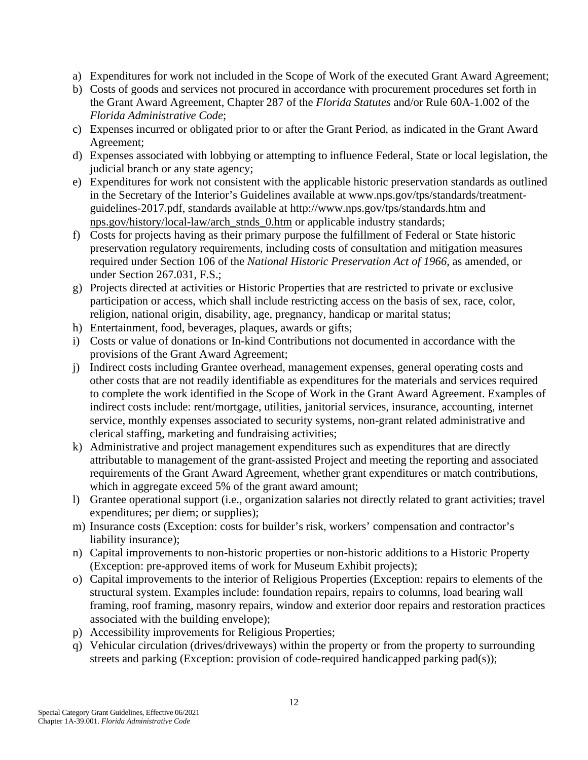a) Expenditures for work not included in the Scope of Work of the executed Grant Award Agreement;
b) Costs of goods and services not procured in accordance with procurement procedures set forth in the Grant Award Agreement, Chapter 287 of the *Florida Statutes* and/or Rule 60A-1.002 of the *Florida Administrative Code*;
c) Expenses incurred or obligated prior to or after the Grant Period, as indicated in the Grant Award Agreement;
d) Expenses associated with lobbying or attempting to influence Federal, State or local legislation, the judicial branch or any state agency;
e) Expenditures for work not consistent with the applicable historic preservation standards as outlined in the Secretary of the Interior's Guidelines available at www.nps.gov/tps/standards/treatment-guidelines-2017.pdf, standards available at http://www.nps.gov/tps/standards.htm and nps.gov/history/local-law/arch_stnds_0.htm or applicable industry standards;
f) Costs for projects having as their primary purpose the fulfillment of Federal or State historic preservation regulatory requirements, including costs of consultation and mitigation measures required under Section 106 of the *National Historic Preservation Act of 1966*, as amended, or under Section 267.031, F.S.;
g) Projects directed at activities or Historic Properties that are restricted to private or exclusive participation or access, which shall include restricting access on the basis of sex, race, color, religion, national origin, disability, age, pregnancy, handicap or marital status;
h) Entertainment, food, beverages, plaques, awards or gifts;
i) Costs or value of donations or In-kind Contributions not documented in accordance with the provisions of the Grant Award Agreement;
j) Indirect costs including Grantee overhead, management expenses, general operating costs and other costs that are not readily identifiable as expenditures for the materials and services required to complete the work identified in the Scope of Work in the Grant Award Agreement. Examples of indirect costs include: rent/mortgage, utilities, janitorial services, insurance, accounting, internet service, monthly expenses associated to security systems, non-grant related administrative and clerical staffing, marketing and fundraising activities;
k) Administrative and project management expenditures such as expenditures that are directly attributable to management of the grant-assisted Project and meeting the reporting and associated requirements of the Grant Award Agreement, whether grant expenditures or match contributions, which in aggregate exceed 5% of the grant award amount;
l) Grantee operational support (i.e., organization salaries not directly related to grant activities; travel expenditures; per diem; or supplies);
m) Insurance costs (Exception: costs for builder's risk, workers' compensation and contractor's liability insurance);
n) Capital improvements to non-historic properties or non-historic additions to a Historic Property (Exception: pre-approved items of work for Museum Exhibit projects);
o) Capital improvements to the interior of Religious Properties (Exception: repairs to elements of the structural system. Examples include: foundation repairs, repairs to columns, load bearing wall framing, roof framing, masonry repairs, window and exterior door repairs and restoration practices associated with the building envelope);
p) Accessibility improvements for Religious Properties;
q) Vehicular circulation (drives/driveways) within the property or from the property to surrounding streets and parking (Exception: provision of code-required handicapped parking pad(s));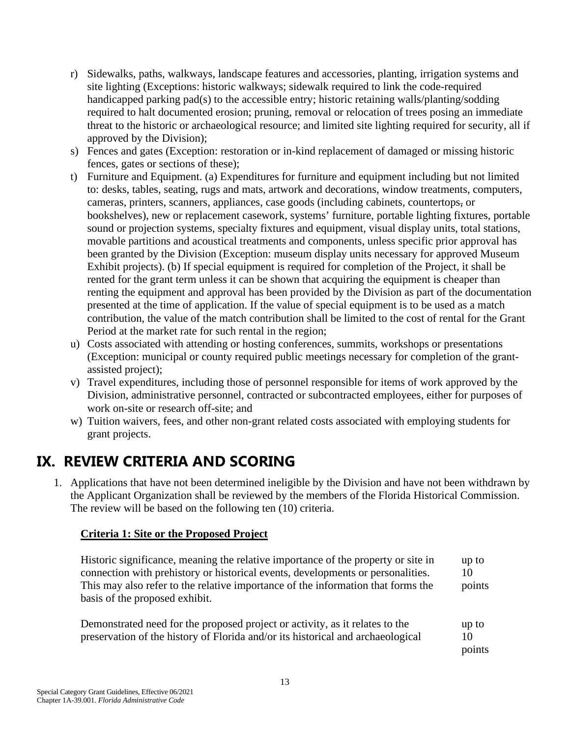r) Sidewalks, paths, walkways, landscape features and accessories, planting, irrigation systems and site lighting (Exceptions: historic walkways; sidewalk required to link the code-required handicapped parking pad(s) to the accessible entry; historic retaining walls/planting/sodding required to halt documented erosion; pruning, removal or relocation of trees posing an immediate threat to the historic or archaeological resource; and limited site lighting required for security, all if approved by the Division);
s) Fences and gates (Exception: restoration or in-kind replacement of damaged or missing historic fences, gates or sections of these);
t) Furniture and Equipment. (a) Expenditures for furniture and equipment including but not limited to: desks, tables, seating, rugs and mats, artwork and decorations, window treatments, computers, cameras, printers, scanners, appliances, case goods (including cabinets, countertops, or bookshelves), new or replacement casework, systems' furniture, portable lighting fixtures, portable sound or projection systems, specialty fixtures and equipment, visual display units, total stations, movable partitions and acoustical treatments and components, unless specific prior approval has been granted by the Division (Exception: museum display units necessary for approved Museum Exhibit projects). (b) If special equipment is required for completion of the Project, it shall be rented for the grant term unless it can be shown that acquiring the equipment is cheaper than renting the equipment and approval has been provided by the Division as part of the documentation presented at the time of application. If the value of special equipment is to be used as a match contribution, the value of the match contribution shall be limited to the cost of rental for the Grant Period at the market rate for such rental in the region;
u) Costs associated with attending or hosting conferences, summits, workshops or presentations (Exception: municipal or county required public meetings necessary for completion of the grant-assisted project);
v) Travel expenditures, including those of personnel responsible for items of work approved by the Division, administrative personnel, contracted or subcontracted employees, either for purposes of work on-site or research off-site; and
w) Tuition waivers, fees, and other non-grant related costs associated with employing students for grant projects.

# IX. REVIEW CRITERIA AND SCORING

1. Applications that have not been determined ineligible by the Division and have not been withdrawn by the Applicant Organization shall be reviewed by the members of the Florida Historical Commission. The review will be based on the following ten (10) criteria.

**Criteria 1: Site or the Proposed Project**

| | |
|---|---|
| Historic significance, meaning the relative importance of the property or site in connection with prehistory or historical events, developments or personalities. This may also refer to the relative importance of the information that forms the basis of the proposed exhibit. | up to 10 points |
| Demonstrated need for the proposed project or activity, as it relates to the preservation of the history of Florida and/or its historical and archaeological | up to 10 points |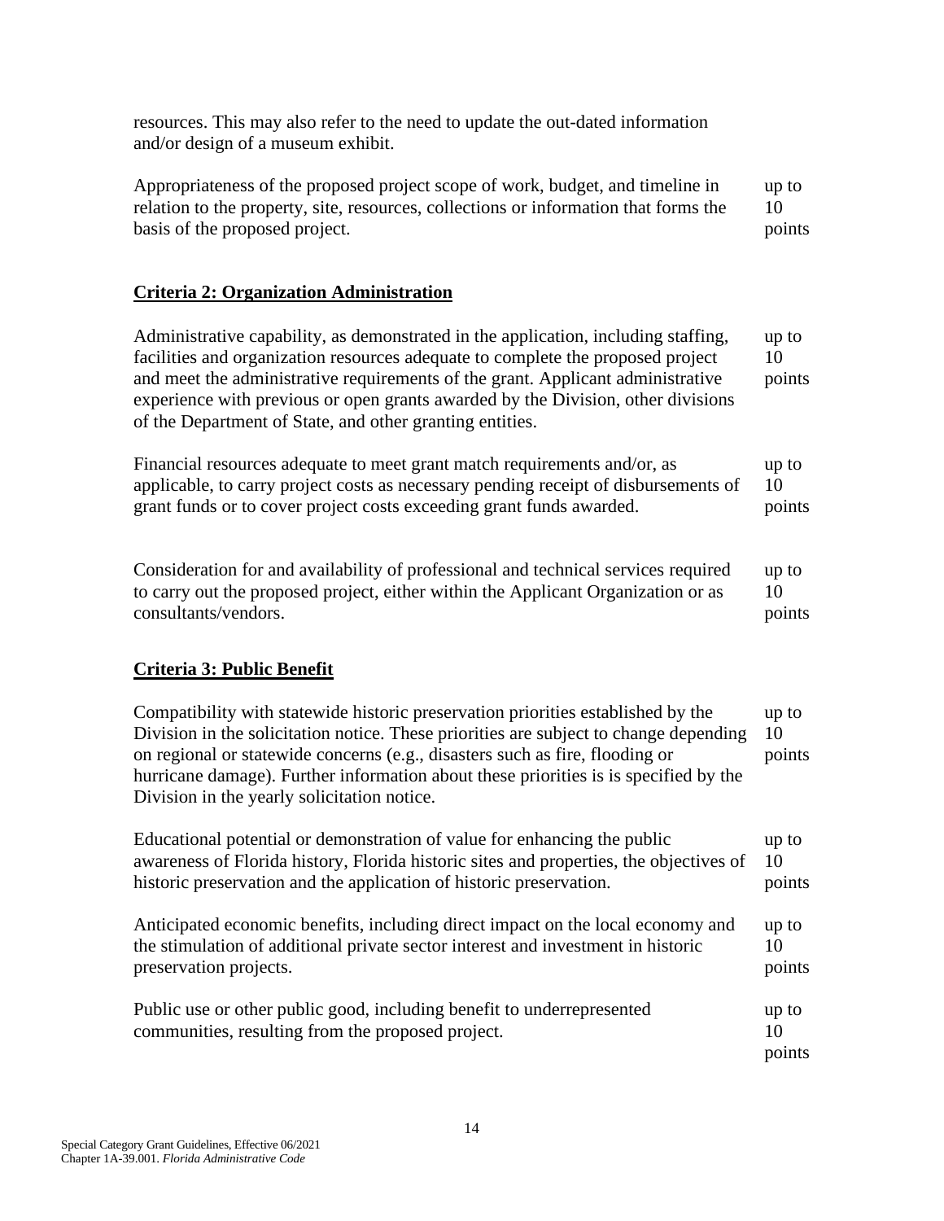resources. This may also refer to the need to update the out-dated information and/or design of a museum exhibit.

| | |
|---|---|
| Appropriateness of the proposed project scope of work, budget, and timeline in relation to the property, site, resources, collections or information that forms the basis of the proposed project. | up to 10 points |

**Criteria 2: Organization Administration**

| | |
|---|---|
| Administrative capability, as demonstrated in the application, including staffing, facilities and organization resources adequate to complete the proposed project and meet the administrative requirements of the grant. Applicant administrative experience with previous or open grants awarded by the Division, other divisions of the Department of State, and other granting entities. | up to 10 points |
| Financial resources adequate to meet grant match requirements and/or, as applicable, to carry project costs as necessary pending receipt of disbursements of grant funds or to cover project costs exceeding grant funds awarded. | up to 10 points |
| Consideration for and availability of professional and technical services required to carry out the proposed project, either within the Applicant Organization or as consultants/vendors. | up to 10 points |

**Criteria 3: Public Benefit**

| | |
|---|---|
| Compatibility with statewide historic preservation priorities established by the Division in the solicitation notice. These priorities are subject to change depending on regional or statewide concerns (e.g., disasters such as fire, flooding or hurricane damage). Further information about these priorities is is specified by the Division in the yearly solicitation notice. | up to 10 points |
| Educational potential or demonstration of value for enhancing the public awareness of Florida history, Florida historic sites and properties, the objectives of historic preservation and the application of historic preservation. | up to 10 points |
| Anticipated economic benefits, including direct impact on the local economy and the stimulation of additional private sector interest and investment in historic preservation projects. | up to 10 points |
| Public use or other public good, including benefit to underrepresented communities, resulting from the proposed project. | up to 10 points |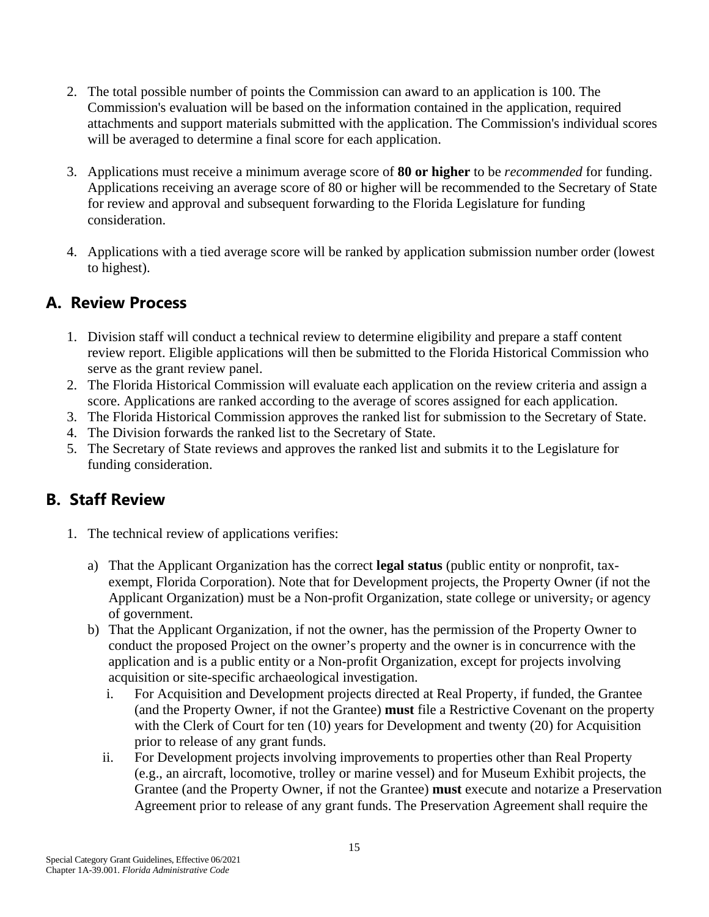2. The total possible number of points the Commission can award to an application is 100. The Commission's evaluation will be based on the information contained in the application, required attachments and support materials submitted with the application. The Commission's individual scores will be averaged to determine a final score for each application.

3. Applications must receive a minimum average score of **80 or higher** to be *recommended* for funding. Applications receiving an average score of 80 or higher will be recommended to the Secretary of State for review and approval and subsequent forwarding to the Florida Legislature for funding consideration.

4. Applications with a tied average score will be ranked by application submission number order (lowest to highest).

## A. Review Process

1. Division staff will conduct a technical review to determine eligibility and prepare a staff content review report. Eligible applications will then be submitted to the Florida Historical Commission who serve as the grant review panel.
2. The Florida Historical Commission will evaluate each application on the review criteria and assign a score. Applications are ranked according to the average of scores assigned for each application.
3. The Florida Historical Commission approves the ranked list for submission to the Secretary of State.
4. The Division forwards the ranked list to the Secretary of State.
5. The Secretary of State reviews and approves the ranked list and submits it to the Legislature for funding consideration.

## B. Staff Review

1. The technical review of applications verifies:

   a) That the Applicant Organization has the correct **legal status** (public entity or nonprofit, tax-exempt, Florida Corporation). Note that for Development projects, the Property Owner (if not the Applicant Organization) must be a Non-profit Organization, state college or university, or agency of government.

   b) That the Applicant Organization, if not the owner, has the permission of the Property Owner to conduct the proposed Project on the owner's property and the owner is in concurrence with the application and is a public entity or a Non-profit Organization, except for projects involving acquisition or site-specific archaeological investigation.

      i. For Acquisition and Development projects directed at Real Property, if funded, the Grantee (and the Property Owner, if not the Grantee) **must** file a Restrictive Covenant on the property with the Clerk of Court for ten (10) years for Development and twenty (20) for Acquisition prior to release of any grant funds.

      ii. For Development projects involving improvements to properties other than Real Property (e.g., an aircraft, locomotive, trolley or marine vessel) and for Museum Exhibit projects, the Grantee (and the Property Owner, if not the Grantee) **must** execute and notarize a Preservation Agreement prior to release of any grant funds. The Preservation Agreement shall require the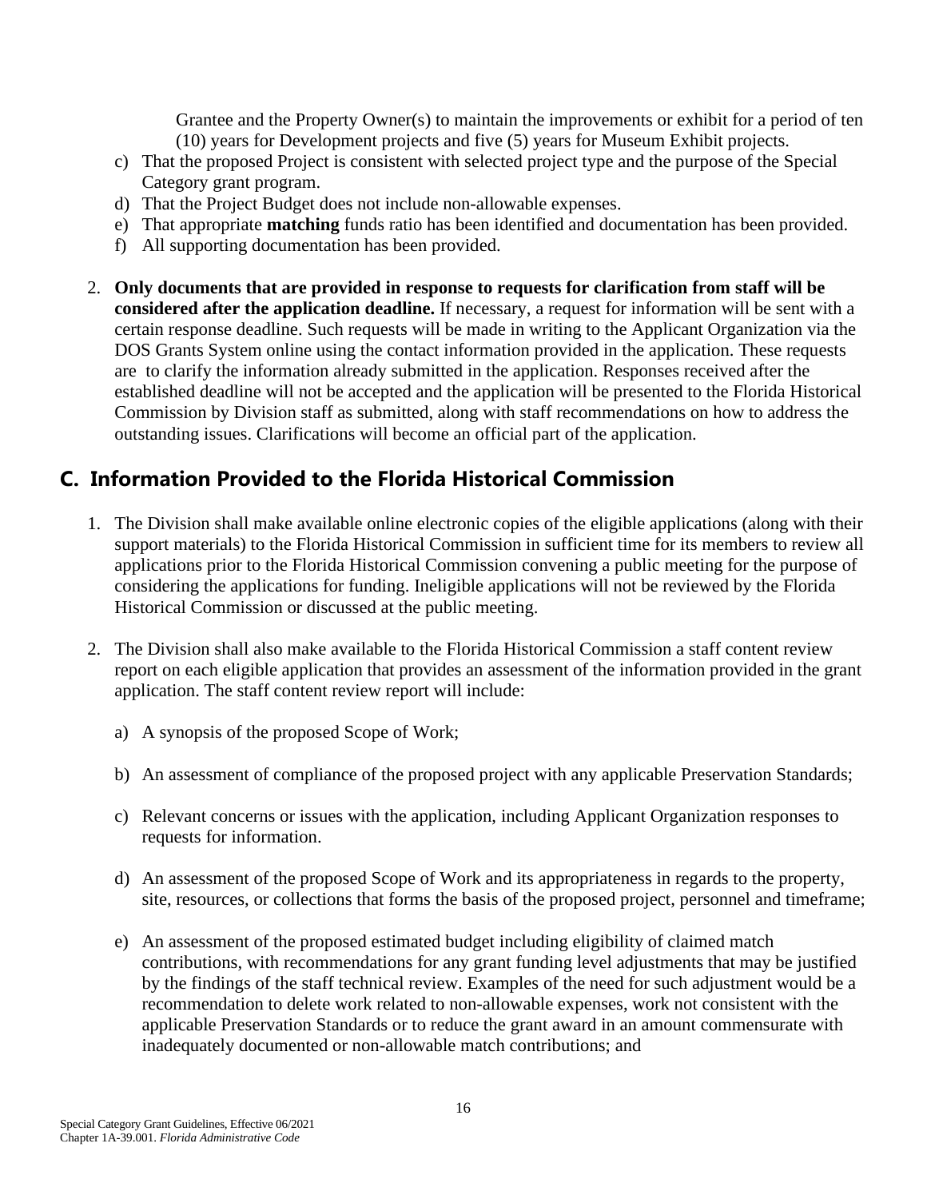Grantee and the Property Owner(s) to maintain the improvements or exhibit for a period of ten (10) years for Development projects and five (5) years for Museum Exhibit projects.

c) That the proposed Project is consistent with selected project type and the purpose of the Special Category grant program.
d) That the Project Budget does not include non-allowable expenses.
e) That appropriate **matching** funds ratio has been identified and documentation has been provided.
f) All supporting documentation has been provided.

2. **Only documents that are provided in response to requests for clarification from staff will be considered after the application deadline.** If necessary, a request for information will be sent with a certain response deadline. Such requests will be made in writing to the Applicant Organization via the DOS Grants System online using the contact information provided in the application. These requests are to clarify the information already submitted in the application. Responses received after the established deadline will not be accepted and the application will be presented to the Florida Historical Commission by Division staff as submitted, along with staff recommendations on how to address the outstanding issues. Clarifications will become an official part of the application.

## C. Information Provided to the Florida Historical Commission

1. The Division shall make available online electronic copies of the eligible applications (along with their support materials) to the Florida Historical Commission in sufficient time for its members to review all applications prior to the Florida Historical Commission convening a public meeting for the purpose of considering the applications for funding. Ineligible applications will not be reviewed by the Florida Historical Commission or discussed at the public meeting.

2. The Division shall also make available to the Florida Historical Commission a staff content review report on each eligible application that provides an assessment of the information provided in the grant application. The staff content review report will include:

   a) A synopsis of the proposed Scope of Work;

   b) An assessment of compliance of the proposed project with any applicable Preservation Standards;

   c) Relevant concerns or issues with the application, including Applicant Organization responses to requests for information.

   d) An assessment of the proposed Scope of Work and its appropriateness in regards to the property, site, resources, or collections that forms the basis of the proposed project, personnel and timeframe;

   e) An assessment of the proposed estimated budget including eligibility of claimed match contributions, with recommendations for any grant funding level adjustments that may be justified by the findings of the staff technical review. Examples of the need for such adjustment would be a recommendation to delete work related to non-allowable expenses, work not consistent with the applicable Preservation Standards or to reduce the grant award in an amount commensurate with inadequately documented or non-allowable match contributions; and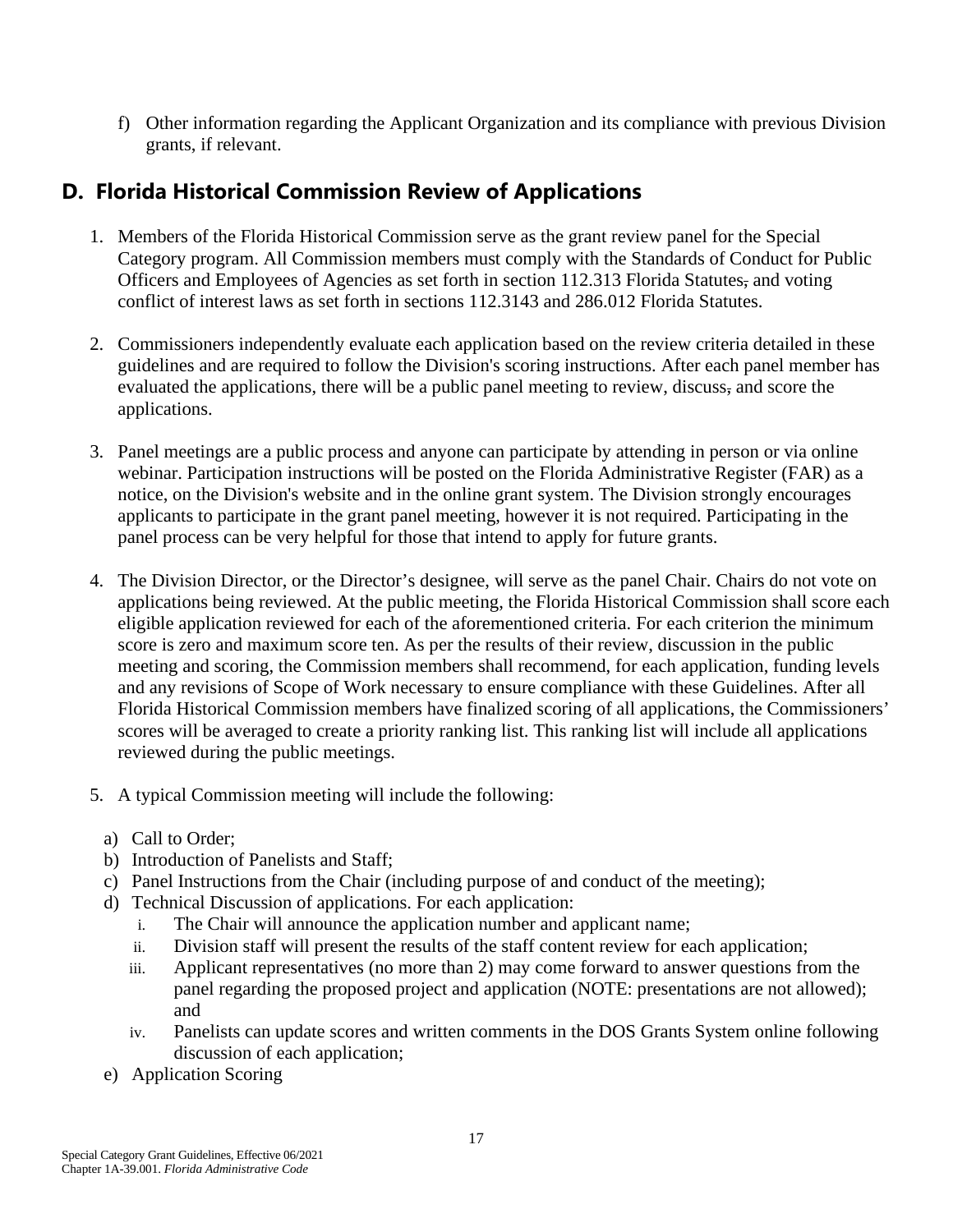f) Other information regarding the Applicant Organization and its compliance with previous Division grants, if relevant.

## D. Florida Historical Commission Review of Applications

1. Members of the Florida Historical Commission serve as the grant review panel for the Special Category program. All Commission members must comply with the Standards of Conduct for Public Officers and Employees of Agencies as set forth in section 112.313 Florida Statutes, and voting conflict of interest laws as set forth in sections 112.3143 and 286.012 Florida Statutes.

2. Commissioners independently evaluate each application based on the review criteria detailed in these guidelines and are required to follow the Division's scoring instructions. After each panel member has evaluated the applications, there will be a public panel meeting to review, discuss, and score the applications.

3. Panel meetings are a public process and anyone can participate by attending in person or via online webinar. Participation instructions will be posted on the Florida Administrative Register (FAR) as a notice, on the Division's website and in the online grant system. The Division strongly encourages applicants to participate in the grant panel meeting, however it is not required. Participating in the panel process can be very helpful for those that intend to apply for future grants.

4. The Division Director, or the Director's designee, will serve as the panel Chair. Chairs do not vote on applications being reviewed. At the public meeting, the Florida Historical Commission shall score each eligible application reviewed for each of the aforementioned criteria. For each criterion the minimum score is zero and maximum score ten. As per the results of their review, discussion in the public meeting and scoring, the Commission members shall recommend, for each application, funding levels and any revisions of Scope of Work necessary to ensure compliance with these Guidelines. After all Florida Historical Commission members have finalized scoring of all applications, the Commissioners' scores will be averaged to create a priority ranking list. This ranking list will include all applications reviewed during the public meetings.

5. A typical Commission meeting will include the following:

   a) Call to Order;
   b) Introduction of Panelists and Staff;
   c) Panel Instructions from the Chair (including purpose of and conduct of the meeting);
   d) Technical Discussion of applications. For each application:
      i. The Chair will announce the application number and applicant name;
      ii. Division staff will present the results of the staff content review for each application;
      iii. Applicant representatives (no more than 2) may come forward to answer questions from the panel regarding the proposed project and application (NOTE: presentations are not allowed); and
      iv. Panelists can update scores and written comments in the DOS Grants System online following discussion of each application;
   e) Application Scoring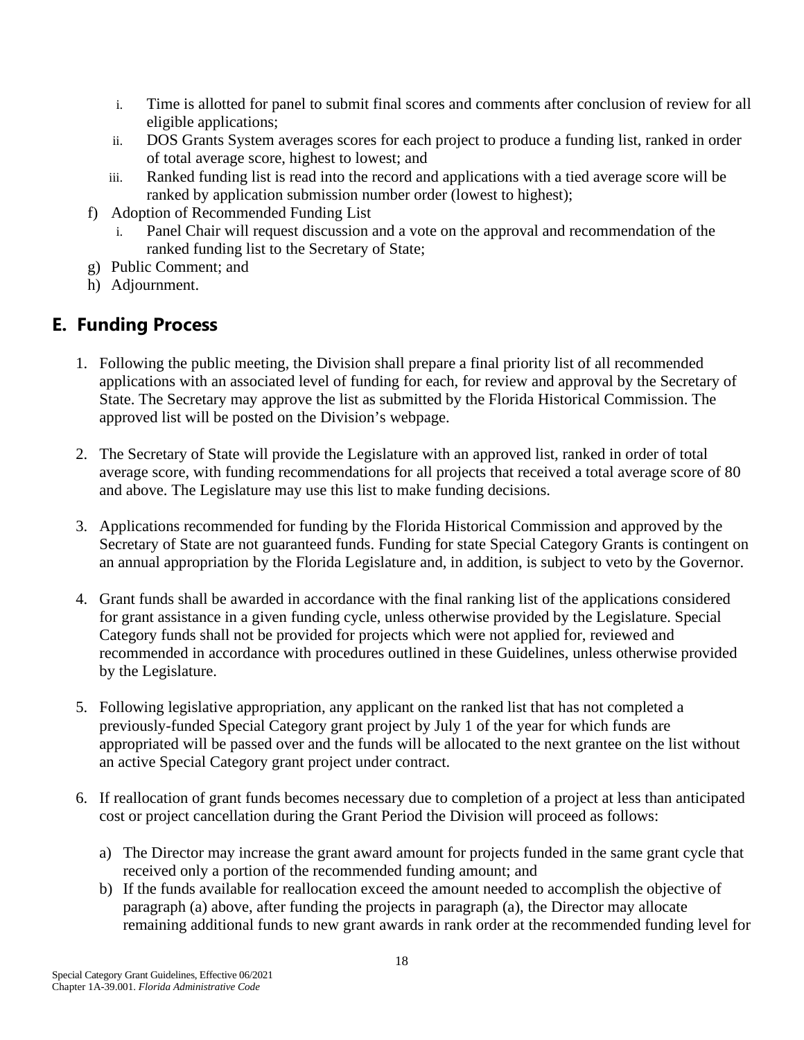i. Time is allotted for panel to submit final scores and comments after conclusion of review for all eligible applications;
   ii. DOS Grants System averages scores for each project to produce a funding list, ranked in order of total average score, highest to lowest; and
   iii. Ranked funding list is read into the record and applications with a tied average score will be ranked by application submission number order (lowest to highest);

f) Adoption of Recommended Funding List
   i. Panel Chair will request discussion and a vote on the approval and recommendation of the ranked funding list to the Secretary of State;

g) Public Comment; and

h) Adjournment.

## E. Funding Process

1. Following the public meeting, the Division shall prepare a final priority list of all recommended applications with an associated level of funding for each, for review and approval by the Secretary of State. The Secretary may approve the list as submitted by the Florida Historical Commission. The approved list will be posted on the Division's webpage.

2. The Secretary of State will provide the Legislature with an approved list, ranked in order of total average score, with funding recommendations for all projects that received a total average score of 80 and above. The Legislature may use this list to make funding decisions.

3. Applications recommended for funding by the Florida Historical Commission and approved by the Secretary of State are not guaranteed funds. Funding for state Special Category Grants is contingent on an annual appropriation by the Florida Legislature and, in addition, is subject to veto by the Governor.

4. Grant funds shall be awarded in accordance with the final ranking list of the applications considered for grant assistance in a given funding cycle, unless otherwise provided by the Legislature. Special Category funds shall not be provided for projects which were not applied for, reviewed and recommended in accordance with procedures outlined in these Guidelines, unless otherwise provided by the Legislature.

5. Following legislative appropriation, any applicant on the ranked list that has not completed a previously-funded Special Category grant project by July 1 of the year for which funds are appropriated will be passed over and the funds will be allocated to the next grantee on the list without an active Special Category grant project under contract.

6. If reallocation of grant funds becomes necessary due to completion of a project at less than anticipated cost or project cancellation during the Grant Period the Division will proceed as follows:

   a) The Director may increase the grant award amount for projects funded in the same grant cycle that received only a portion of the recommended funding amount; and
   b) If the funds available for reallocation exceed the amount needed to accomplish the objective of paragraph (a) above, after funding the projects in paragraph (a), the Director may allocate remaining additional funds to new grant awards in rank order at the recommended funding level for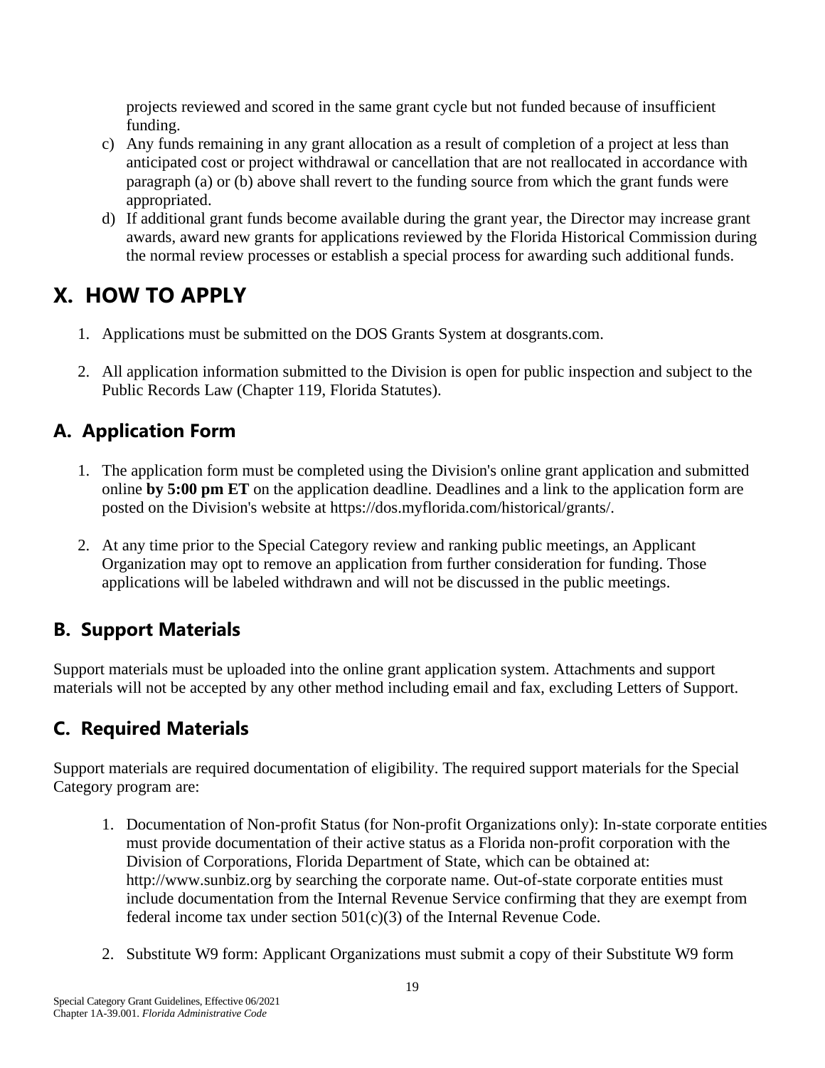projects reviewed and scored in the same grant cycle but not funded because of insufficient funding.

c) Any funds remaining in any grant allocation as a result of completion of a project at less than anticipated cost or project withdrawal or cancellation that are not reallocated in accordance with paragraph (a) or (b) above shall revert to the funding source from which the grant funds were appropriated.

d) If additional grant funds become available during the grant year, the Director may increase grant awards, award new grants for applications reviewed by the Florida Historical Commission during the normal review processes or establish a special process for awarding such additional funds.

# X. HOW TO APPLY

1. Applications must be submitted on the DOS Grants System at dosgrants.com.

2. All application information submitted to the Division is open for public inspection and subject to the Public Records Law (Chapter 119, Florida Statutes).

## A. Application Form

1. The application form must be completed using the Division's online grant application and submitted online **by 5:00 pm ET** on the application deadline. Deadlines and a link to the application form are posted on the Division's website at https://dos.myflorida.com/historical/grants/.

2. At any time prior to the Special Category review and ranking public meetings, an Applicant Organization may opt to remove an application from further consideration for funding. Those applications will be labeled withdrawn and will not be discussed in the public meetings.

## B. Support Materials

Support materials must be uploaded into the online grant application system. Attachments and support materials will not be accepted by any other method including email and fax, excluding Letters of Support.

## C. Required Materials

Support materials are required documentation of eligibility. The required support materials for the Special Category program are:

1. Documentation of Non-profit Status (for Non-profit Organizations only): In-state corporate entities must provide documentation of their active status as a Florida non-profit corporation with the Division of Corporations, Florida Department of State, which can be obtained at: http://www.sunbiz.org by searching the corporate name. Out-of-state corporate entities must include documentation from the Internal Revenue Service confirming that they are exempt from federal income tax under section 501(c)(3) of the Internal Revenue Code.

2. Substitute W9 form: Applicant Organizations must submit a copy of their Substitute W9 form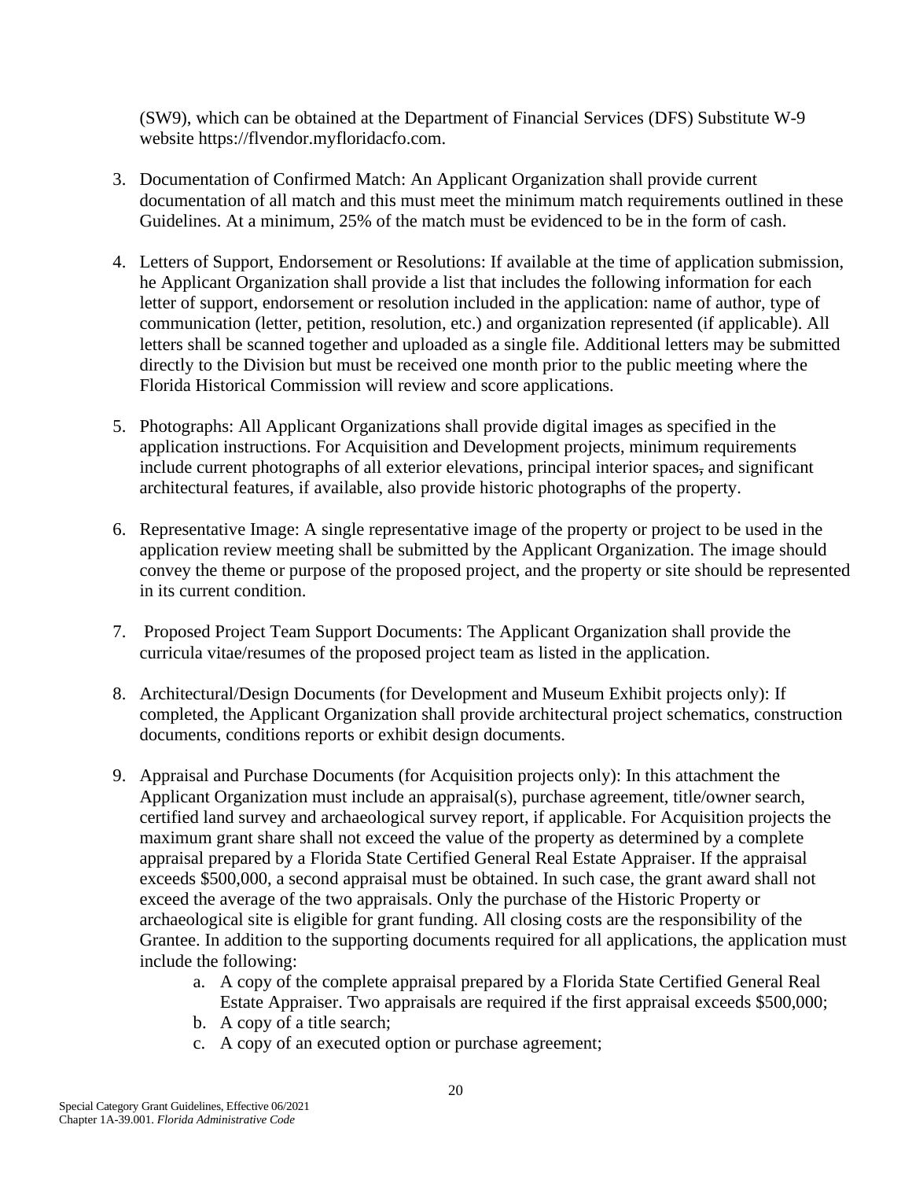(SW9), which can be obtained at the Department of Financial Services (DFS) Substitute W-9 website https://flvendor.myfloridacfo.com.

3. Documentation of Confirmed Match: An Applicant Organization shall provide current documentation of all match and this must meet the minimum match requirements outlined in these Guidelines. At a minimum, 25% of the match must be evidenced to be in the form of cash.

4. Letters of Support, Endorsement or Resolutions: If available at the time of application submission, he Applicant Organization shall provide a list that includes the following information for each letter of support, endorsement or resolution included in the application: name of author, type of communication (letter, petition, resolution, etc.) and organization represented (if applicable). All letters shall be scanned together and uploaded as a single file. Additional letters may be submitted directly to the Division but must be received one month prior to the public meeting where the Florida Historical Commission will review and score applications.

5. Photographs: All Applicant Organizations shall provide digital images as specified in the application instructions. For Acquisition and Development projects, minimum requirements include current photographs of all exterior elevations, principal interior spaces, and significant architectural features, if available, also provide historic photographs of the property.

6. Representative Image: A single representative image of the property or project to be used in the application review meeting shall be submitted by the Applicant Organization. The image should convey the theme or purpose of the proposed project, and the property or site should be represented in its current condition.

7. Proposed Project Team Support Documents: The Applicant Organization shall provide the curricula vitae/resumes of the proposed project team as listed in the application.

8. Architectural/Design Documents (for Development and Museum Exhibit projects only): If completed, the Applicant Organization shall provide architectural project schematics, construction documents, conditions reports or exhibit design documents.

9. Appraisal and Purchase Documents (for Acquisition projects only): In this attachment the Applicant Organization must include an appraisal(s), purchase agreement, title/owner search, certified land survey and archaeological survey report, if applicable. For Acquisition projects the maximum grant share shall not exceed the value of the property as determined by a complete appraisal prepared by a Florida State Certified General Real Estate Appraiser. If the appraisal exceeds $500,000, a second appraisal must be obtained. In such case, the grant award shall not exceed the average of the two appraisals. Only the purchase of the Historic Property or archaeological site is eligible for grant funding. All closing costs are the responsibility of the Grantee. In addition to the supporting documents required for all applications, the application must include the following:
   a. A copy of the complete appraisal prepared by a Florida State Certified General Real Estate Appraiser. Two appraisals are required if the first appraisal exceeds $500,000;
   b. A copy of a title search;
   c. A copy of an executed option or purchase agreement;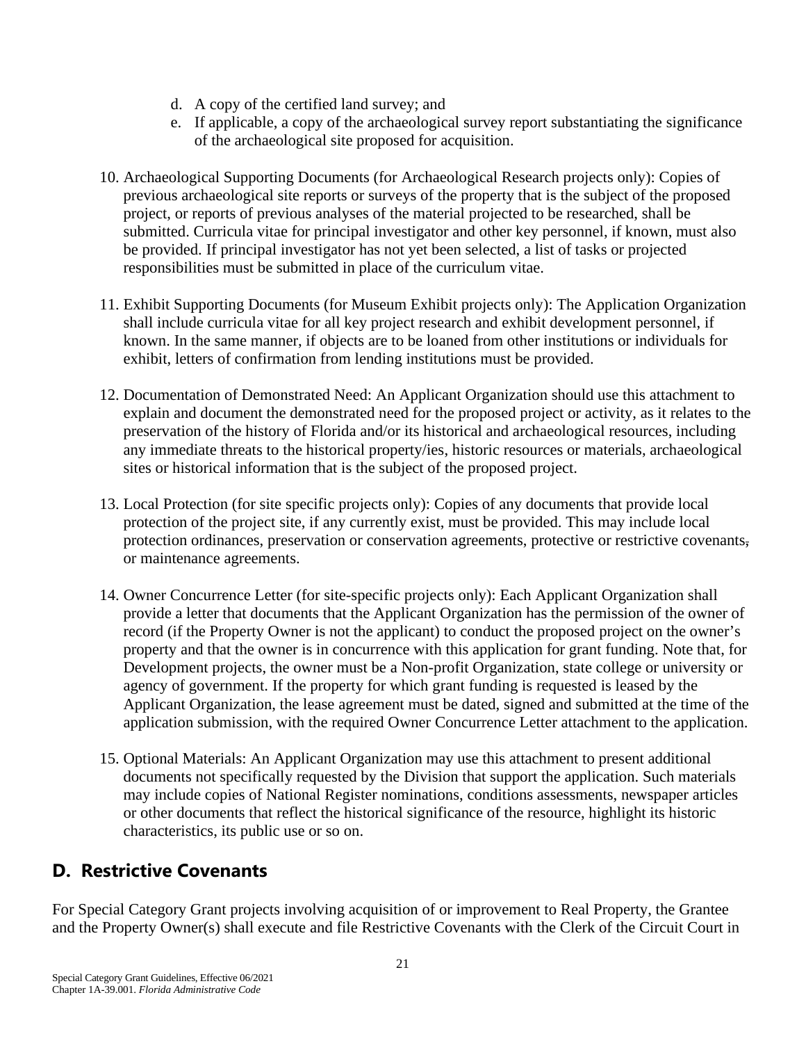d. A copy of the certified land survey; and
   e. If applicable, a copy of the archaeological survey report substantiating the significance of the archaeological site proposed for acquisition.

10. Archaeological Supporting Documents (for Archaeological Research projects only): Copies of previous archaeological site reports or surveys of the property that is the subject of the proposed project, or reports of previous analyses of the material projected to be researched, shall be submitted. Curricula vitae for principal investigator and other key personnel, if known, must also be provided. If principal investigator has not yet been selected, a list of tasks or projected responsibilities must be submitted in place of the curriculum vitae.

11. Exhibit Supporting Documents (for Museum Exhibit projects only): The Application Organization shall include curricula vitae for all key project research and exhibit development personnel, if known. In the same manner, if objects are to be loaned from other institutions or individuals for exhibit, letters of confirmation from lending institutions must be provided.

12. Documentation of Demonstrated Need: An Applicant Organization should use this attachment to explain and document the demonstrated need for the proposed project or activity, as it relates to the preservation of the history of Florida and/or its historical and archaeological resources, including any immediate threats to the historical property/ies, historic resources or materials, archaeological sites or historical information that is the subject of the proposed project.

13. Local Protection (for site specific projects only): Copies of any documents that provide local protection of the project site, if any currently exist, must be provided. This may include local protection ordinances, preservation or conservation agreements, protective or restrictive covenants, or maintenance agreements.

14. Owner Concurrence Letter (for site-specific projects only): Each Applicant Organization shall provide a letter that documents that the Applicant Organization has the permission of the owner of record (if the Property Owner is not the applicant) to conduct the proposed project on the owner's property and that the owner is in concurrence with this application for grant funding. Note that, for Development projects, the owner must be a Non-profit Organization, state college or university or agency of government. If the property for which grant funding is requested is leased by the Applicant Organization, the lease agreement must be dated, signed and submitted at the time of the application submission, with the required Owner Concurrence Letter attachment to the application.

15. Optional Materials: An Applicant Organization may use this attachment to present additional documents not specifically requested by the Division that support the application. Such materials may include copies of National Register nominations, conditions assessments, newspaper articles or other documents that reflect the historical significance of the resource, highlight its historic characteristics, its public use or so on.

## D. Restrictive Covenants

For Special Category Grant projects involving acquisition of or improvement to Real Property, the Grantee and the Property Owner(s) shall execute and file Restrictive Covenants with the Clerk of the Circuit Court in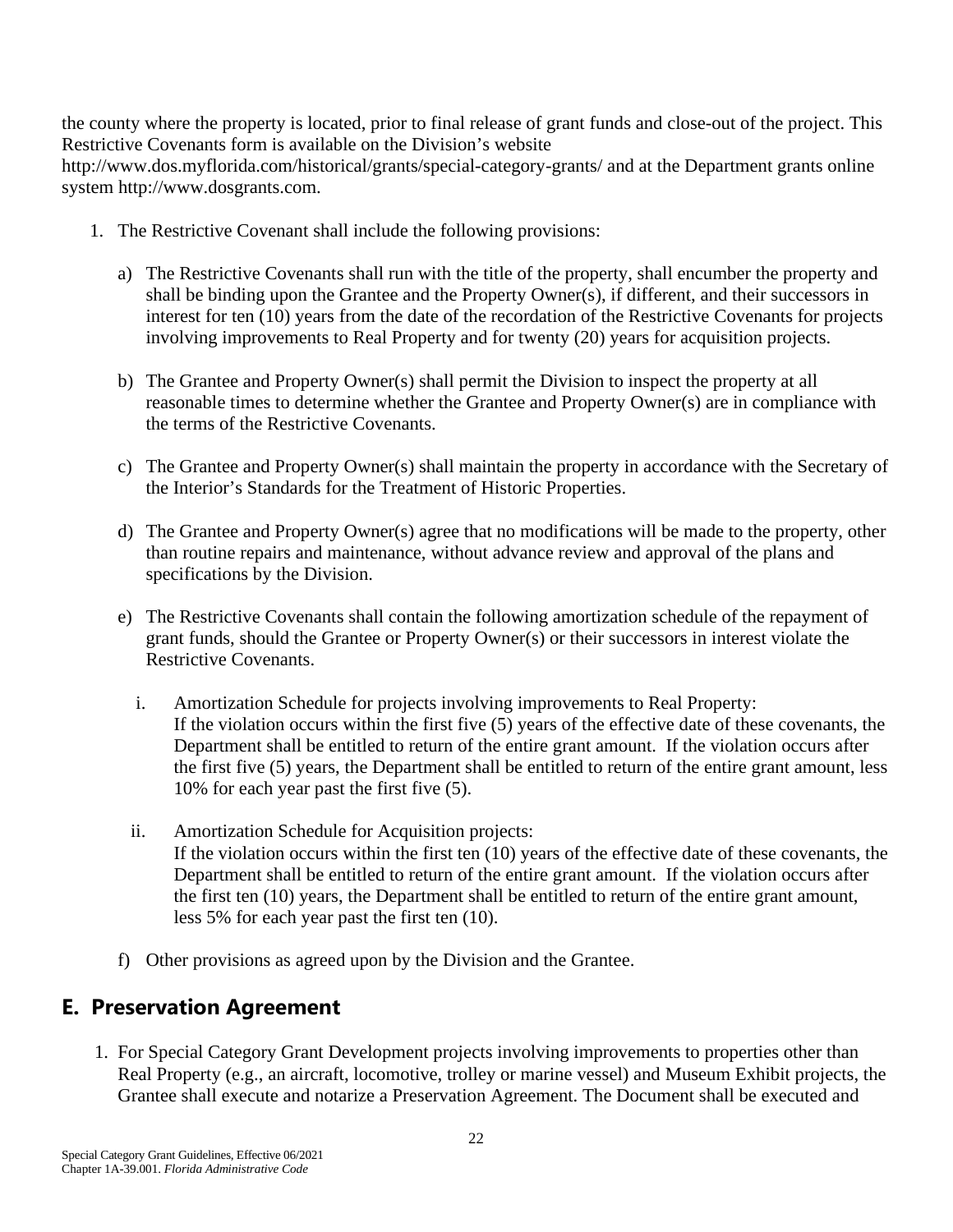the county where the property is located, prior to final release of grant funds and close-out of the project. This Restrictive Covenants form is available on the Division's website http://www.dos.myflorida.com/historical/grants/special-category-grants/ and at the Department grants online system http://www.dosgrants.com.

1. The Restrictive Covenant shall include the following provisions:

   a) The Restrictive Covenants shall run with the title of the property, shall encumber the property and shall be binding upon the Grantee and the Property Owner(s), if different, and their successors in interest for ten (10) years from the date of the recordation of the Restrictive Covenants for projects involving improvements to Real Property and for twenty (20) years for acquisition projects.

   b) The Grantee and Property Owner(s) shall permit the Division to inspect the property at all reasonable times to determine whether the Grantee and Property Owner(s) are in compliance with the terms of the Restrictive Covenants.

   c) The Grantee and Property Owner(s) shall maintain the property in accordance with the Secretary of the Interior's Standards for the Treatment of Historic Properties.

   d) The Grantee and Property Owner(s) agree that no modifications will be made to the property, other than routine repairs and maintenance, without advance review and approval of the plans and specifications by the Division.

   e) The Restrictive Covenants shall contain the following amortization schedule of the repayment of grant funds, should the Grantee or Property Owner(s) or their successors in interest violate the Restrictive Covenants.

      i. Amortization Schedule for projects involving improvements to Real Property:
      If the violation occurs within the first five (5) years of the effective date of these covenants, the Department shall be entitled to return of the entire grant amount. If the violation occurs after the first five (5) years, the Department shall be entitled to return of the entire grant amount, less 10% for each year past the first five (5).

      ii. Amortization Schedule for Acquisition projects:
      If the violation occurs within the first ten (10) years of the effective date of these covenants, the Department shall be entitled to return of the entire grant amount. If the violation occurs after the first ten (10) years, the Department shall be entitled to return of the entire grant amount, less 5% for each year past the first ten (10).

   f) Other provisions as agreed upon by the Division and the Grantee.

## E. Preservation Agreement

1. For Special Category Grant Development projects involving improvements to properties other than Real Property (e.g., an aircraft, locomotive, trolley or marine vessel) and Museum Exhibit projects, the Grantee shall execute and notarize a Preservation Agreement. The Document shall be executed and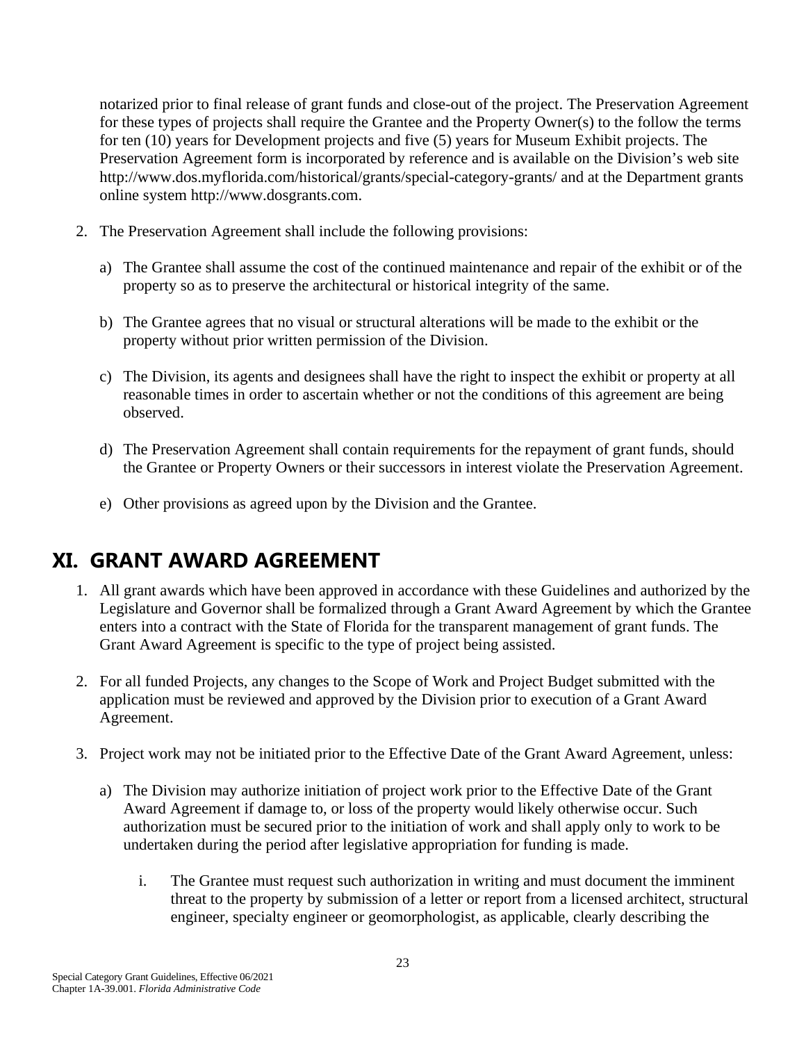notarized prior to final release of grant funds and close-out of the project. The Preservation Agreement for these types of projects shall require the Grantee and the Property Owner(s) to the follow the terms for ten (10) years for Development projects and five (5) years for Museum Exhibit projects. The Preservation Agreement form is incorporated by reference and is available on the Division's web site http://www.dos.myflorida.com/historical/grants/special-category-grants/ and at the Department grants online system http://www.dosgrants.com.

2. The Preservation Agreement shall include the following provisions:

   a) The Grantee shall assume the cost of the continued maintenance and repair of the exhibit or of the property so as to preserve the architectural or historical integrity of the same.

   b) The Grantee agrees that no visual or structural alterations will be made to the exhibit or the property without prior written permission of the Division.

   c) The Division, its agents and designees shall have the right to inspect the exhibit or property at all reasonable times in order to ascertain whether or not the conditions of this agreement are being observed.

   d) The Preservation Agreement shall contain requirements for the repayment of grant funds, should the Grantee or Property Owners or their successors in interest violate the Preservation Agreement.

   e) Other provisions as agreed upon by the Division and the Grantee.

## XI. GRANT AWARD AGREEMENT

1. All grant awards which have been approved in accordance with these Guidelines and authorized by the Legislature and Governor shall be formalized through a Grant Award Agreement by which the Grantee enters into a contract with the State of Florida for the transparent management of grant funds. The Grant Award Agreement is specific to the type of project being assisted.

2. For all funded Projects, any changes to the Scope of Work and Project Budget submitted with the application must be reviewed and approved by the Division prior to execution of a Grant Award Agreement.

3. Project work may not be initiated prior to the Effective Date of the Grant Award Agreement, unless:

   a) The Division may authorize initiation of project work prior to the Effective Date of the Grant Award Agreement if damage to, or loss of the property would likely otherwise occur. Such authorization must be secured prior to the initiation of work and shall apply only to work to be undertaken during the period after legislative appropriation for funding is made.

      i. The Grantee must request such authorization in writing and must document the imminent threat to the property by submission of a letter or report from a licensed architect, structural engineer, specialty engineer or geomorphologist, as applicable, clearly describing the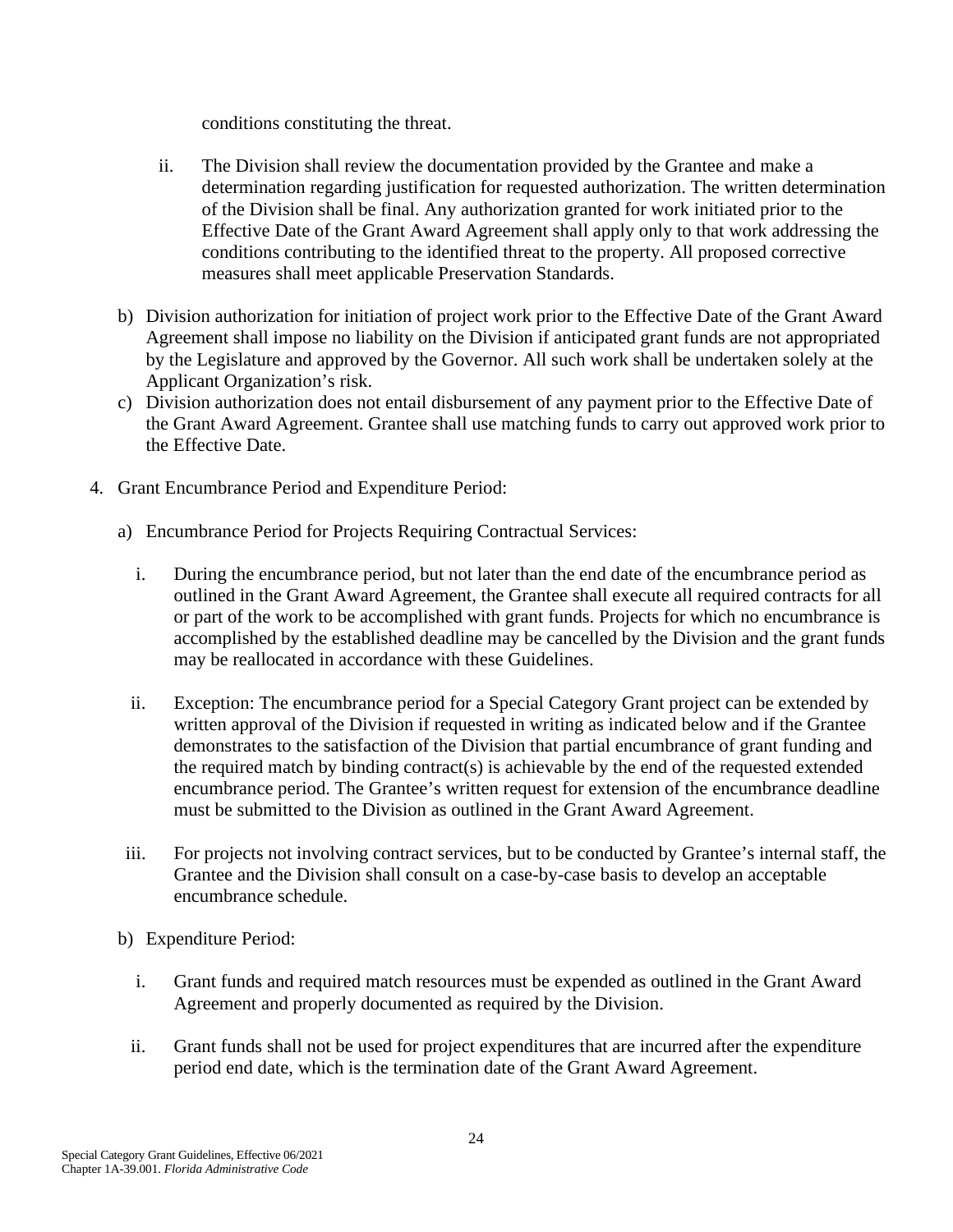conditions constituting the threat.

ii. The Division shall review the documentation provided by the Grantee and make a determination regarding justification for requested authorization. The written determination of the Division shall be final. Any authorization granted for work initiated prior to the Effective Date of the Grant Award Agreement shall apply only to that work addressing the conditions contributing to the identified threat to the property. All proposed corrective measures shall meet applicable Preservation Standards.

b) Division authorization for initiation of project work prior to the Effective Date of the Grant Award Agreement shall impose no liability on the Division if anticipated grant funds are not appropriated by the Legislature and approved by the Governor. All such work shall be undertaken solely at the Applicant Organization's risk.

c) Division authorization does not entail disbursement of any payment prior to the Effective Date of the Grant Award Agreement. Grantee shall use matching funds to carry out approved work prior to the Effective Date.

4. Grant Encumbrance Period and Expenditure Period:

a) Encumbrance Period for Projects Requiring Contractual Services:

i. During the encumbrance period, but not later than the end date of the encumbrance period as outlined in the Grant Award Agreement, the Grantee shall execute all required contracts for all or part of the work to be accomplished with grant funds. Projects for which no encumbrance is accomplished by the established deadline may be cancelled by the Division and the grant funds may be reallocated in accordance with these Guidelines.

ii. Exception: The encumbrance period for a Special Category Grant project can be extended by written approval of the Division if requested in writing as indicated below and if the Grantee demonstrates to the satisfaction of the Division that partial encumbrance of grant funding and the required match by binding contract(s) is achievable by the end of the requested extended encumbrance period. The Grantee's written request for extension of the encumbrance deadline must be submitted to the Division as outlined in the Grant Award Agreement.

iii. For projects not involving contract services, but to be conducted by Grantee's internal staff, the Grantee and the Division shall consult on a case-by-case basis to develop an acceptable encumbrance schedule.

b) Expenditure Period:

i. Grant funds and required match resources must be expended as outlined in the Grant Award Agreement and properly documented as required by the Division.

ii. Grant funds shall not be used for project expenditures that are incurred after the expenditure period end date, which is the termination date of the Grant Award Agreement.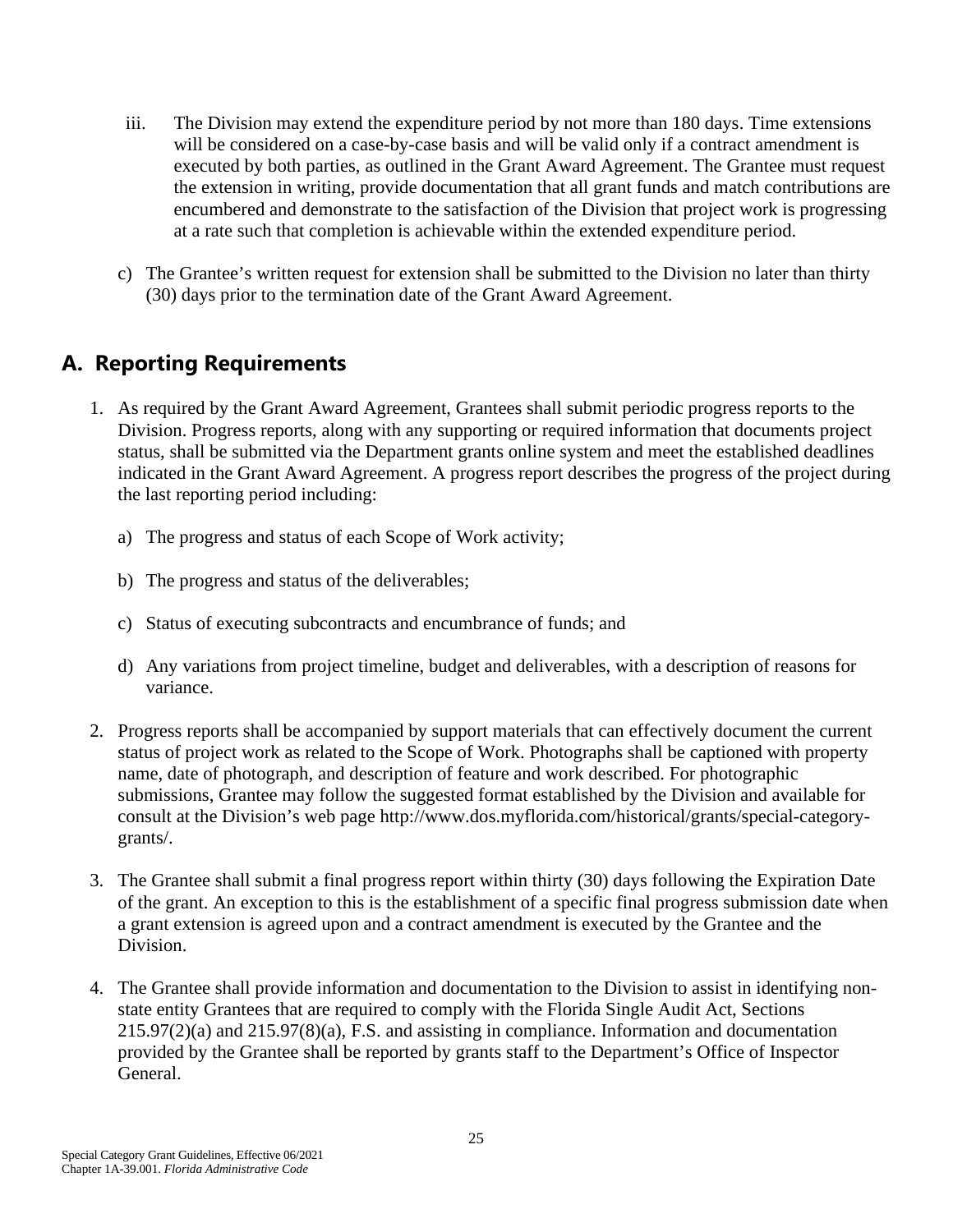iii. The Division may extend the expenditure period by not more than 180 days. Time extensions will be considered on a case-by-case basis and will be valid only if a contract amendment is executed by both parties, as outlined in the Grant Award Agreement. The Grantee must request the extension in writing, provide documentation that all grant funds and match contributions are encumbered and demonstrate to the satisfaction of the Division that project work is progressing at a rate such that completion is achievable within the extended expenditure period.

c) The Grantee's written request for extension shall be submitted to the Division no later than thirty (30) days prior to the termination date of the Grant Award Agreement.

## A. Reporting Requirements

1. As required by the Grant Award Agreement, Grantees shall submit periodic progress reports to the Division. Progress reports, along with any supporting or required information that documents project status, shall be submitted via the Department grants online system and meet the established deadlines indicated in the Grant Award Agreement. A progress report describes the progress of the project during the last reporting period including:

   a) The progress and status of each Scope of Work activity;

   b) The progress and status of the deliverables;

   c) Status of executing subcontracts and encumbrance of funds; and

   d) Any variations from project timeline, budget and deliverables, with a description of reasons for variance.

2. Progress reports shall be accompanied by support materials that can effectively document the current status of project work as related to the Scope of Work. Photographs shall be captioned with property name, date of photograph, and description of feature and work described. For photographic submissions, Grantee may follow the suggested format established by the Division and available for consult at the Division's web page http://www.dos.myflorida.com/historical/grants/special-category-grants/.

3. The Grantee shall submit a final progress report within thirty (30) days following the Expiration Date of the grant. An exception to this is the establishment of a specific final progress submission date when a grant extension is agreed upon and a contract amendment is executed by the Grantee and the Division.

4. The Grantee shall provide information and documentation to the Division to assist in identifying non-state entity Grantees that are required to comply with the Florida Single Audit Act, Sections 215.97(2)(a) and 215.97(8)(a), F.S. and assisting in compliance. Information and documentation provided by the Grantee shall be reported by grants staff to the Department's Office of Inspector General.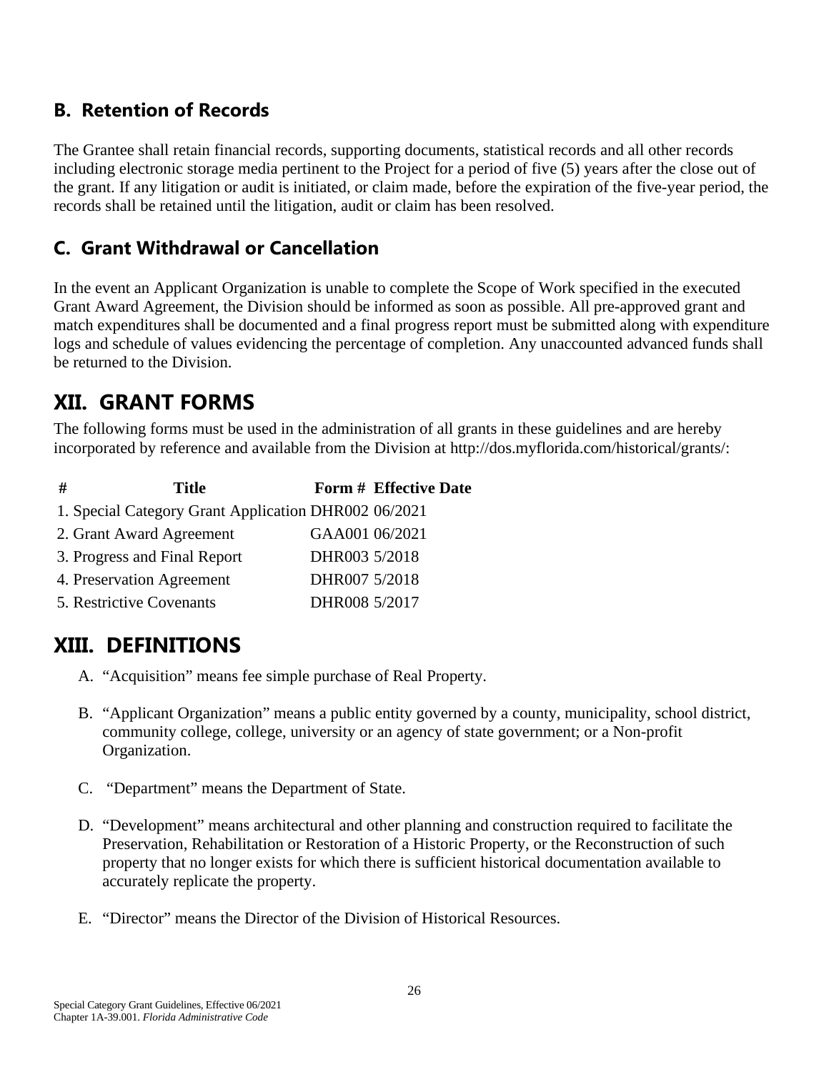### B. Retention of Records

The Grantee shall retain financial records, supporting documents, statistical records and all other records including electronic storage media pertinent to the Project for a period of five (5) years after the close out of the grant. If any litigation or audit is initiated, or claim made, before the expiration of the five-year period, the records shall be retained until the litigation, audit or claim has been resolved.

### C. Grant Withdrawal or Cancellation

In the event an Applicant Organization is unable to complete the Scope of Work specified in the executed Grant Award Agreement, the Division should be informed as soon as possible. All pre-approved grant and match expenditures shall be documented and a final progress report must be submitted along with expenditure logs and schedule of values evidencing the percentage of completion. Any unaccounted advanced funds shall be returned to the Division.

## XII. GRANT FORMS

The following forms must be used in the administration of all grants in these guidelines and are hereby incorporated by reference and available from the Division at http://dos.myflorida.com/historical/grants/:

| # | Title | Form # | Effective Date |
|---|---|---|---|
| 1. | Special Category Grant Application | DHR002 | 06/2021 |
| 2. | Grant Award Agreement | GAA001 | 06/2021 |
| 3. | Progress and Final Report | DHR003 | 5/2018 |
| 4. | Preservation Agreement | DHR007 | 5/2018 |
| 5. | Restrictive Covenants | DHR008 | 5/2017 |

## XIII. DEFINITIONS

A. "Acquisition" means fee simple purchase of Real Property.

B. "Applicant Organization" means a public entity governed by a county, municipality, school district, community college, college, university or an agency of state government; or a Non-profit Organization.

C. "Department" means the Department of State.

D. "Development" means architectural and other planning and construction required to facilitate the Preservation, Rehabilitation or Restoration of a Historic Property, or the Reconstruction of such property that no longer exists for which there is sufficient historical documentation available to accurately replicate the property.

E. "Director" means the Director of the Division of Historical Resources.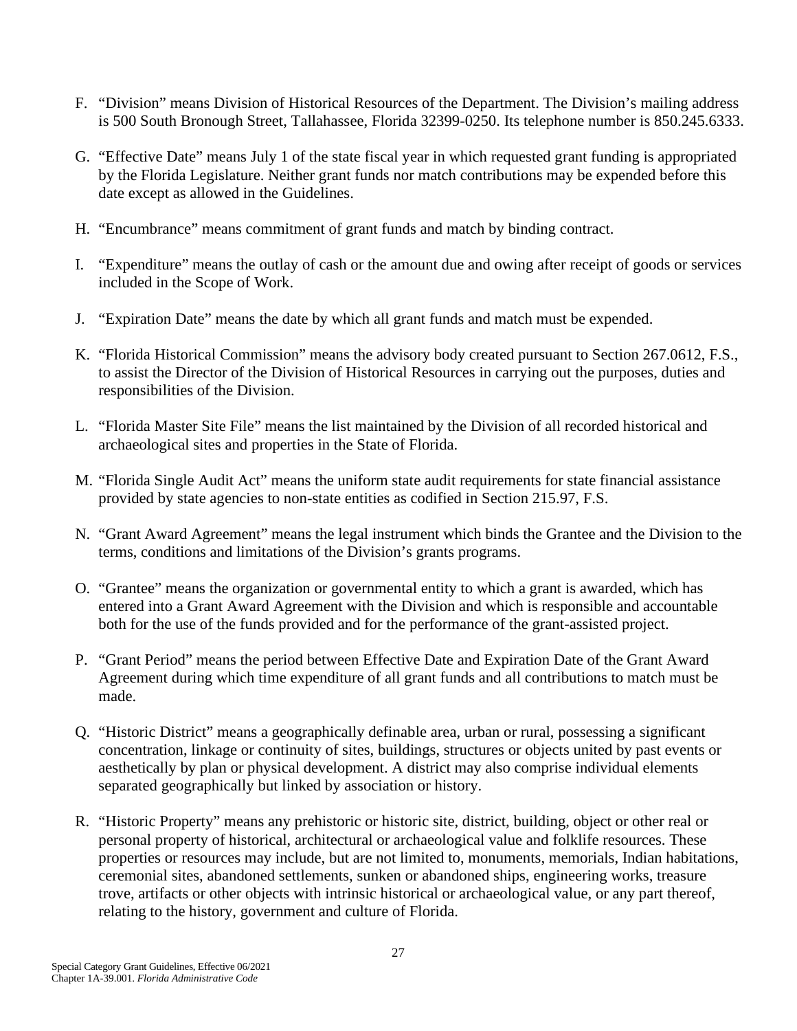F. "Division" means Division of Historical Resources of the Department. The Division's mailing address is 500 South Bronough Street, Tallahassee, Florida 32399-0250. Its telephone number is 850.245.6333.

G. "Effective Date" means July 1 of the state fiscal year in which requested grant funding is appropriated by the Florida Legislature. Neither grant funds nor match contributions may be expended before this date except as allowed in the Guidelines.

H. "Encumbrance" means commitment of grant funds and match by binding contract.

I. "Expenditure" means the outlay of cash or the amount due and owing after receipt of goods or services included in the Scope of Work.

J. "Expiration Date" means the date by which all grant funds and match must be expended.

K. "Florida Historical Commission" means the advisory body created pursuant to Section 267.0612, F.S., to assist the Director of the Division of Historical Resources in carrying out the purposes, duties and responsibilities of the Division.

L. "Florida Master Site File" means the list maintained by the Division of all recorded historical and archaeological sites and properties in the State of Florida.

M. "Florida Single Audit Act" means the uniform state audit requirements for state financial assistance provided by state agencies to non-state entities as codified in Section 215.97, F.S.

N. "Grant Award Agreement" means the legal instrument which binds the Grantee and the Division to the terms, conditions and limitations of the Division's grants programs.

O. "Grantee" means the organization or governmental entity to which a grant is awarded, which has entered into a Grant Award Agreement with the Division and which is responsible and accountable both for the use of the funds provided and for the performance of the grant-assisted project.

P. "Grant Period" means the period between Effective Date and Expiration Date of the Grant Award Agreement during which time expenditure of all grant funds and all contributions to match must be made.

Q. "Historic District" means a geographically definable area, urban or rural, possessing a significant concentration, linkage or continuity of sites, buildings, structures or objects united by past events or aesthetically by plan or physical development. A district may also comprise individual elements separated geographically but linked by association or history.

R. "Historic Property" means any prehistoric or historic site, district, building, object or other real or personal property of historical, architectural or archaeological value and folklife resources. These properties or resources may include, but are not limited to, monuments, memorials, Indian habitations, ceremonial sites, abandoned settlements, sunken or abandoned ships, engineering works, treasure trove, artifacts or other objects with intrinsic historical or archaeological value, or any part thereof, relating to the history, government and culture of Florida.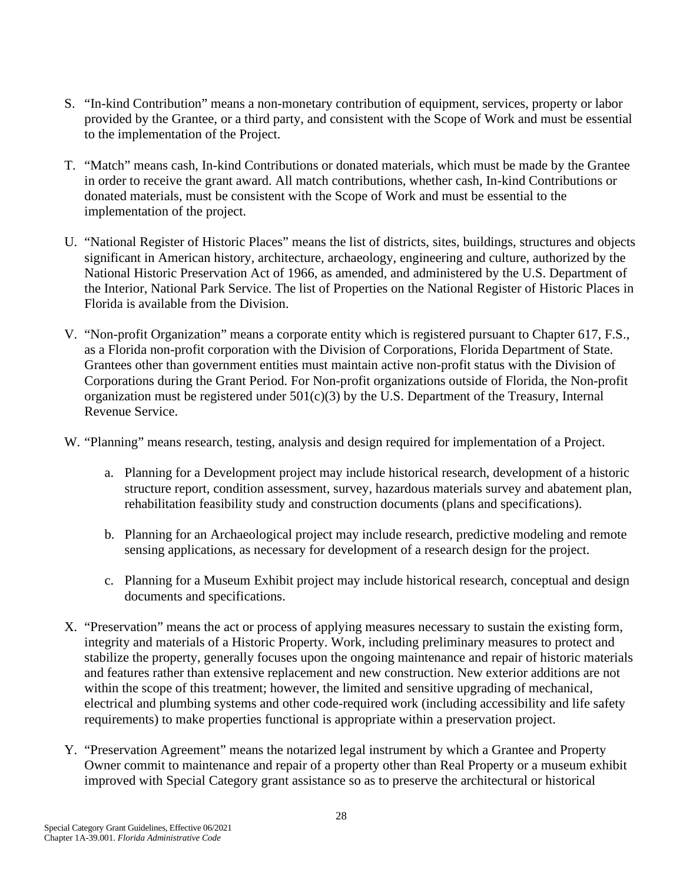S. "In-kind Contribution" means a non-monetary contribution of equipment, services, property or labor provided by the Grantee, or a third party, and consistent with the Scope of Work and must be essential to the implementation of the Project.

T. "Match" means cash, In-kind Contributions or donated materials, which must be made by the Grantee in order to receive the grant award. All match contributions, whether cash, In-kind Contributions or donated materials, must be consistent with the Scope of Work and must be essential to the implementation of the project.

U. "National Register of Historic Places" means the list of districts, sites, buildings, structures and objects significant in American history, architecture, archaeology, engineering and culture, authorized by the National Historic Preservation Act of 1966, as amended, and administered by the U.S. Department of the Interior, National Park Service. The list of Properties on the National Register of Historic Places in Florida is available from the Division.

V. "Non-profit Organization" means a corporate entity which is registered pursuant to Chapter 617, F.S., as a Florida non-profit corporation with the Division of Corporations, Florida Department of State. Grantees other than government entities must maintain active non-profit status with the Division of Corporations during the Grant Period. For Non-profit organizations outside of Florida, the Non-profit organization must be registered under 501(c)(3) by the U.S. Department of the Treasury, Internal Revenue Service.

W. "Planning" means research, testing, analysis and design required for implementation of a Project.

   a. Planning for a Development project may include historical research, development of a historic structure report, condition assessment, survey, hazardous materials survey and abatement plan, rehabilitation feasibility study and construction documents (plans and specifications).

   b. Planning for an Archaeological project may include research, predictive modeling and remote sensing applications, as necessary for development of a research design for the project.

   c. Planning for a Museum Exhibit project may include historical research, conceptual and design documents and specifications.

X. "Preservation" means the act or process of applying measures necessary to sustain the existing form, integrity and materials of a Historic Property. Work, including preliminary measures to protect and stabilize the property, generally focuses upon the ongoing maintenance and repair of historic materials and features rather than extensive replacement and new construction. New exterior additions are not within the scope of this treatment; however, the limited and sensitive upgrading of mechanical, electrical and plumbing systems and other code-required work (including accessibility and life safety requirements) to make properties functional is appropriate within a preservation project.

Y. "Preservation Agreement" means the notarized legal instrument by which a Grantee and Property Owner commit to maintenance and repair of a property other than Real Property or a museum exhibit improved with Special Category grant assistance so as to preserve the architectural or historical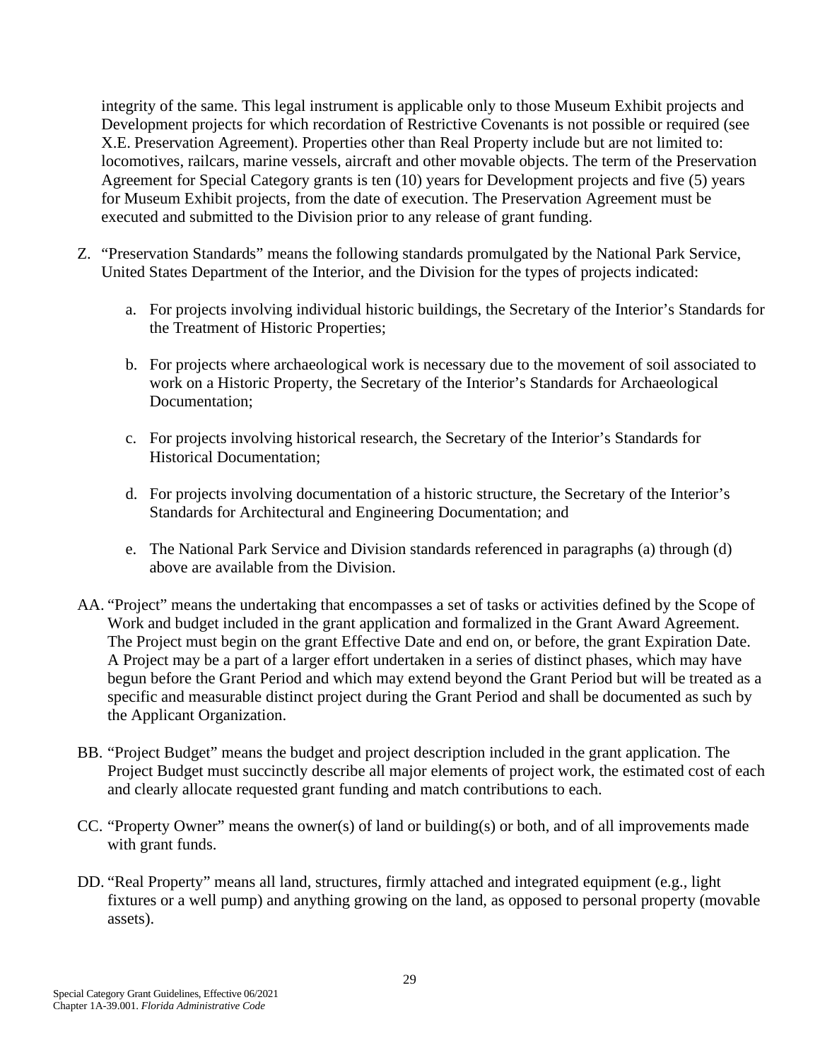integrity of the same. This legal instrument is applicable only to those Museum Exhibit projects and Development projects for which recordation of Restrictive Covenants is not possible or required (see X.E. Preservation Agreement). Properties other than Real Property include but are not limited to: locomotives, railcars, marine vessels, aircraft and other movable objects. The term of the Preservation Agreement for Special Category grants is ten (10) years for Development projects and five (5) years for Museum Exhibit projects, from the date of execution. The Preservation Agreement must be executed and submitted to the Division prior to any release of grant funding.

Z. "Preservation Standards" means the following standards promulgated by the National Park Service, United States Department of the Interior, and the Division for the types of projects indicated:

   a. For projects involving individual historic buildings, the Secretary of the Interior's Standards for the Treatment of Historic Properties;

   b. For projects where archaeological work is necessary due to the movement of soil associated to work on a Historic Property, the Secretary of the Interior's Standards for Archaeological Documentation;

   c. For projects involving historical research, the Secretary of the Interior's Standards for Historical Documentation;

   d. For projects involving documentation of a historic structure, the Secretary of the Interior's Standards for Architectural and Engineering Documentation; and

   e. The National Park Service and Division standards referenced in paragraphs (a) through (d) above are available from the Division.

AA. "Project" means the undertaking that encompasses a set of tasks or activities defined by the Scope of Work and budget included in the grant application and formalized in the Grant Award Agreement. The Project must begin on the grant Effective Date and end on, or before, the grant Expiration Date. A Project may be a part of a larger effort undertaken in a series of distinct phases, which may have begun before the Grant Period and which may extend beyond the Grant Period but will be treated as a specific and measurable distinct project during the Grant Period and shall be documented as such by the Applicant Organization.

BB. "Project Budget" means the budget and project description included in the grant application. The Project Budget must succinctly describe all major elements of project work, the estimated cost of each and clearly allocate requested grant funding and match contributions to each.

CC. "Property Owner" means the owner(s) of land or building(s) or both, and of all improvements made with grant funds.

DD. "Real Property" means all land, structures, firmly attached and integrated equipment (e.g., light fixtures or a well pump) and anything growing on the land, as opposed to personal property (movable assets).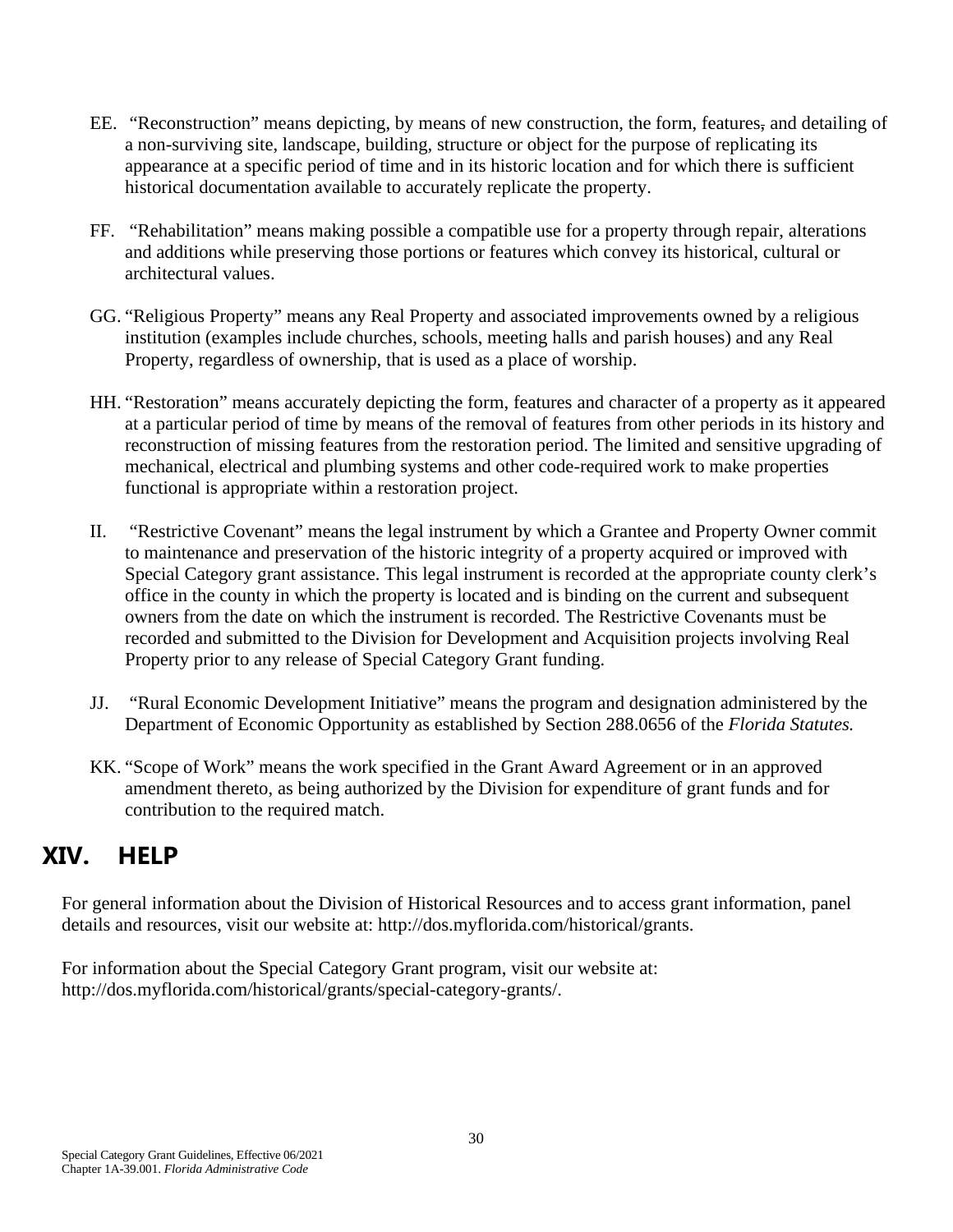EE. "Reconstruction" means depicting, by means of new construction, the form, features, and detailing of a non-surviving site, landscape, building, structure or object for the purpose of replicating its appearance at a specific period of time and in its historic location and for which there is sufficient historical documentation available to accurately replicate the property.

FF. "Rehabilitation" means making possible a compatible use for a property through repair, alterations and additions while preserving those portions or features which convey its historical, cultural or architectural values.

GG. "Religious Property" means any Real Property and associated improvements owned by a religious institution (examples include churches, schools, meeting halls and parish houses) and any Real Property, regardless of ownership, that is used as a place of worship.

HH. "Restoration" means accurately depicting the form, features and character of a property as it appeared at a particular period of time by means of the removal of features from other periods in its history and reconstruction of missing features from the restoration period. The limited and sensitive upgrading of mechanical, electrical and plumbing systems and other code-required work to make properties functional is appropriate within a restoration project.

II. "Restrictive Covenant" means the legal instrument by which a Grantee and Property Owner commit to maintenance and preservation of the historic integrity of a property acquired or improved with Special Category grant assistance. This legal instrument is recorded at the appropriate county clerk's office in the county in which the property is located and is binding on the current and subsequent owners from the date on which the instrument is recorded. The Restrictive Covenants must be recorded and submitted to the Division for Development and Acquisition projects involving Real Property prior to any release of Special Category Grant funding.

JJ. "Rural Economic Development Initiative" means the program and designation administered by the Department of Economic Opportunity as established by Section 288.0656 of the *Florida Statutes.*

KK. "Scope of Work" means the work specified in the Grant Award Agreement or in an approved amendment thereto, as being authorized by the Division for expenditure of grant funds and for contribution to the required match.

## XIV. HELP

For general information about the Division of Historical Resources and to access grant information, panel details and resources, visit our website at: http://dos.myflorida.com/historical/grants.

For information about the Special Category Grant program, visit our website at: http://dos.myflorida.com/historical/grants/special-category-grants/.